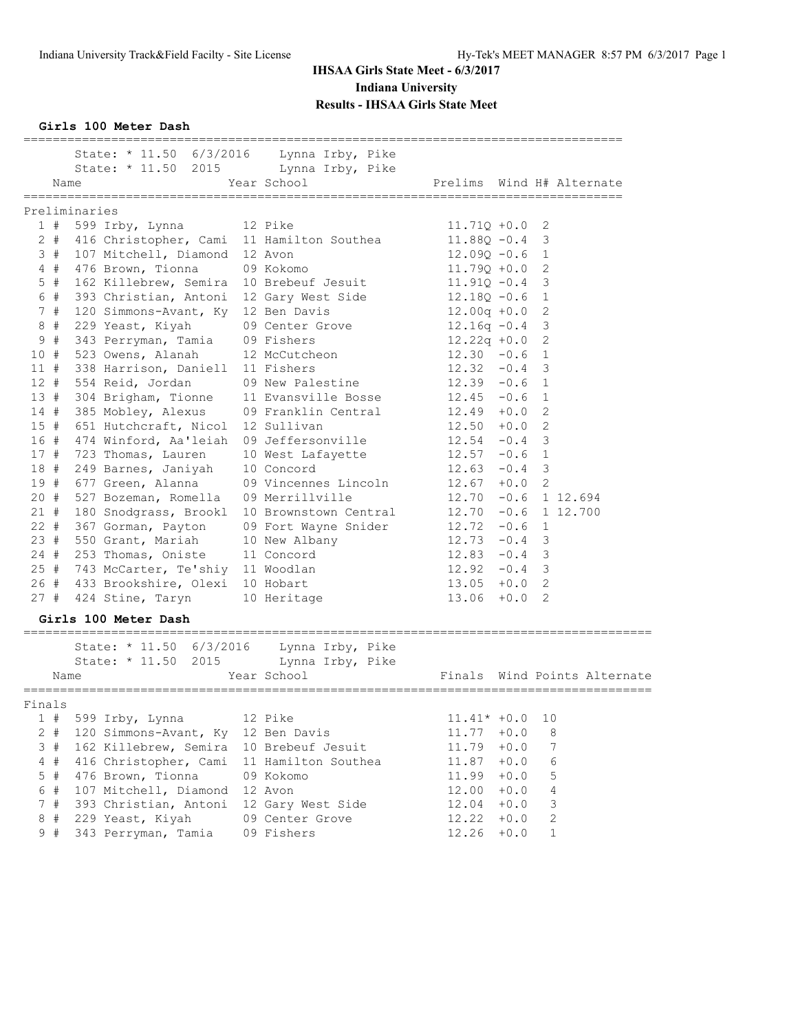# IHSAA Girls State Meet - 6/3/2017

## Indiana University

## Results - IHSAA Girls State Meet

### Girls 100 Meter Dash

State: * 11.50 6/3/2016 Lynna Irby, Pike
State: * 11.50 2015 Lynna Irby, Pike

**Preliminaries**

| Place | Name | Year | School | Prelims | Wind | H# | Alternate |
|---|---|---|---|---|---|---|---|
| 1 # | 599 Irby, Lynna | 12 | Pike | 11.71Q | +0.0 | 2 | |
| 2 # | 416 Christopher, Cami | 11 | Hamilton Southea | 11.88Q | -0.4 | 3 | |
| 3 # | 107 Mitchell, Diamond | 12 | Avon | 12.09Q | -0.6 | 1 | |
| 4 # | 476 Brown, Tionna | 09 | Kokomo | 11.79Q | +0.0 | 2 | |
| 5 # | 162 Killebrew, Semira | 10 | Brebeuf Jesuit | 11.91Q | -0.4 | 3 | |
| 6 # | 393 Christian, Antoni | 12 | Gary West Side | 12.18Q | -0.6 | 1 | |
| 7 # | 120 Simmons-Avant, Ky | 12 | Ben Davis | 12.00q | +0.0 | 2 | |
| 8 # | 229 Yeast, Kiyah | 09 | Center Grove | 12.16q | -0.4 | 3 | |
| 9 # | 343 Perryman, Tamia | 09 | Fishers | 12.22q | +0.0 | 2 | |
| 10 # | 523 Owens, Alanah | 12 | McCutcheon | 12.30 | -0.6 | 1 | |
| 11 # | 338 Harrison, Daniell | 11 | Fishers | 12.32 | -0.4 | 3 | |
| 12 # | 554 Reid, Jordan | 09 | New Palestine | 12.39 | -0.6 | 1 | |
| 13 # | 304 Brigham, Tionne | 11 | Evansville Bosse | 12.45 | -0.6 | 1 | |
| 14 # | 385 Mobley, Alexus | 09 | Franklin Central | 12.49 | +0.0 | 2 | |
| 15 # | 651 Hutchcraft, Nicol | 12 | Sullivan | 12.50 | +0.0 | 2 | |
| 16 # | 474 Winford, Aa'leiah | 09 | Jeffersonville | 12.54 | -0.4 | 3 | |
| 17 # | 723 Thomas, Lauren | 10 | West Lafayette | 12.57 | -0.6 | 1 | |
| 18 # | 249 Barnes, Janiyah | 10 | Concord | 12.63 | -0.4 | 3 | |
| 19 # | 677 Green, Alanna | 09 | Vincennes Lincoln | 12.67 | +0.0 | 2 | |
| 20 # | 527 Bozeman, Romella | 09 | Merrillville | 12.70 | -0.6 | 1 | 12.694 |
| 21 # | 180 Snodgrass, Brookl | 10 | Brownstown Central | 12.70 | -0.6 | 1 | 12.700 |
| 22 # | 367 Gorman, Payton | 09 | Fort Wayne Snider | 12.72 | -0.6 | 1 | |
| 23 # | 550 Grant, Mariah | 10 | New Albany | 12.73 | -0.4 | 3 | |
| 24 # | 253 Thomas, Oniste | 11 | Concord | 12.83 | -0.4 | 3 | |
| 25 # | 743 McCarter, Te'shiy | 11 | Woodlan | 12.92 | -0.4 | 3 | |
| 26 # | 433 Brookshire, Olexi | 10 | Hobart | 13.05 | +0.0 | 2 | |
| 27 # | 424 Stine, Taryn | 10 | Heritage | 13.06 | +0.0 | 2 | |

### Girls 100 Meter Dash

State: * 11.50 6/3/2016 Lynna Irby, Pike
State: * 11.50 2015 Lynna Irby, Pike

**Finals**

| Place | Name | Year | School | Finals | Wind | Points | Alternate |
|---|---|---|---|---|---|---|---|
| 1 # | 599 Irby, Lynna | 12 | Pike | 11.41* | +0.0 | 10 | |
| 2 # | 120 Simmons-Avant, Ky | 12 | Ben Davis | 11.77 | +0.0 | 8 | |
| 3 # | 162 Killebrew, Semira | 10 | Brebeuf Jesuit | 11.79 | +0.0 | 7 | |
| 4 # | 416 Christopher, Cami | 11 | Hamilton Southea | 11.87 | +0.0 | 6 | |
| 5 # | 476 Brown, Tionna | 09 | Kokomo | 11.99 | +0.0 | 5 | |
| 6 # | 107 Mitchell, Diamond | 12 | Avon | 12.00 | +0.0 | 4 | |
| 7 # | 393 Christian, Antoni | 12 | Gary West Side | 12.04 | +0.0 | 3 | |
| 8 # | 229 Yeast, Kiyah | 09 | Center Grove | 12.22 | +0.0 | 2 | |
| 9 # | 343 Perryman, Tamia | 09 | Fishers | 12.26 | +0.0 | 1 | |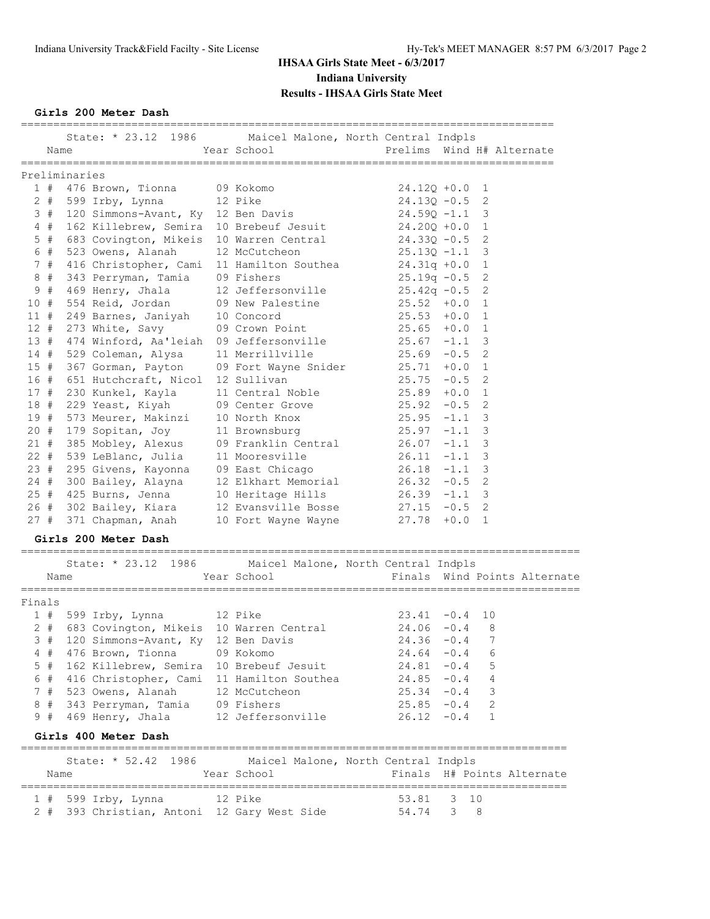## IHSAA Girls State Meet - 6/3/2017

**Indiana University**

**Results - IHSAA Girls State Meet**

### Girls 200 Meter Dash

State: * 23.12 1986 Maicel Malone, North Central Indpls

**Preliminaries**

| Place | Name | Year | School | Prelims | Wind | H# | Alternate |
|---|---|---|---|---|---|---|---|
| 1 # | 476 Brown, Tionna | 09 | Kokomo | 24.12Q | +0.0 | 1 | |
| 2 # | 599 Irby, Lynna | 12 | Pike | 24.13Q | -0.5 | 2 | |
| 3 # | 120 Simmons-Avant, Ky | 12 | Ben Davis | 24.59Q | -1.1 | 3 | |
| 4 # | 162 Killebrew, Semira | 10 | Brebeuf Jesuit | 24.20Q | +0.0 | 1 | |
| 5 # | 683 Covington, Mikeis | 10 | Warren Central | 24.33Q | -0.5 | 2 | |
| 6 # | 523 Owens, Alanah | 12 | McCutcheon | 25.13Q | -1.1 | 3 | |
| 7 # | 416 Christopher, Cami | 11 | Hamilton Southea | 24.31q | +0.0 | 1 | |
| 8 # | 343 Perryman, Tamia | 09 | Fishers | 25.19q | -0.5 | 2 | |
| 9 # | 469 Henry, Jhala | 12 | Jeffersonville | 25.42q | -0.5 | 2 | |
| 10 # | 554 Reid, Jordan | 09 | New Palestine | 25.52 | +0.0 | 1 | |
| 11 # | 249 Barnes, Janiyah | 10 | Concord | 25.53 | +0.0 | 1 | |
| 12 # | 273 White, Savy | 09 | Crown Point | 25.65 | +0.0 | 1 | |
| 13 # | 474 Winford, Aa'leiah | 09 | Jeffersonville | 25.67 | -1.1 | 3 | |
| 14 # | 529 Coleman, Alysa | 11 | Merrillville | 25.69 | -0.5 | 2 | |
| 15 # | 367 Gorman, Payton | 09 | Fort Wayne Snider | 25.71 | +0.0 | 1 | |
| 16 # | 651 Hutchcraft, Nicol | 12 | Sullivan | 25.75 | -0.5 | 2 | |
| 17 # | 230 Kunkel, Kayla | 11 | Central Noble | 25.89 | +0.0 | 1 | |
| 18 # | 229 Yeast, Kiyah | 09 | Center Grove | 25.92 | -0.5 | 2 | |
| 19 # | 573 Meurer, Makinzi | 10 | North Knox | 25.95 | -1.1 | 3 | |
| 20 # | 179 Sopitan, Joy | 11 | Brownsburg | 25.97 | -1.1 | 3 | |
| 21 # | 385 Mobley, Alexus | 09 | Franklin Central | 26.07 | -1.1 | 3 | |
| 22 # | 539 LeBlanc, Julia | 11 | Mooresville | 26.11 | -1.1 | 3 | |
| 23 # | 295 Givens, Kayonna | 09 | East Chicago | 26.18 | -1.1 | 3 | |
| 24 # | 300 Bailey, Alayna | 12 | Elkhart Memorial | 26.32 | -0.5 | 2 | |
| 25 # | 425 Burns, Jenna | 10 | Heritage Hills | 26.39 | -1.1 | 3 | |
| 26 # | 302 Bailey, Kiara | 12 | Evansville Bosse | 27.15 | -0.5 | 2 | |
| 27 # | 371 Chapman, Anah | 10 | Fort Wayne Wayne | 27.78 | +0.0 | 1 | |

### Girls 200 Meter Dash

State: * 23.12 1986 Maicel Malone, North Central Indpls

**Finals**

| Place | Name | Year | School | Finals | Wind | Points | Alternate |
|---|---|---|---|---|---|---|---|
| 1 # | 599 Irby, Lynna | 12 | Pike | 23.41 | -0.4 | 10 | |
| 2 # | 683 Covington, Mikeis | 10 | Warren Central | 24.06 | -0.4 | 8 | |
| 3 # | 120 Simmons-Avant, Ky | 12 | Ben Davis | 24.36 | -0.4 | 7 | |
| 4 # | 476 Brown, Tionna | 09 | Kokomo | 24.64 | -0.4 | 6 | |
| 5 # | 162 Killebrew, Semira | 10 | Brebeuf Jesuit | 24.81 | -0.4 | 5 | |
| 6 # | 416 Christopher, Cami | 11 | Hamilton Southea | 24.85 | -0.4 | 4 | |
| 7 # | 523 Owens, Alanah | 12 | McCutcheon | 25.34 | -0.4 | 3 | |
| 8 # | 343 Perryman, Tamia | 09 | Fishers | 25.85 | -0.4 | 2 | |
| 9 # | 469 Henry, Jhala | 12 | Jeffersonville | 26.12 | -0.4 | 1 | |

### Girls 400 Meter Dash

State: * 52.42 1986 Maicel Malone, North Central Indpls

| Place | Name | Year | School | Finals | H# | Points | Alternate |
|---|---|---|---|---|---|---|---|
| 1 # | 599 Irby, Lynna | 12 | Pike | 53.81 | 3 | 10 | |
| 2 # | 393 Christian, Antoni | 12 | Gary West Side | 54.74 | 3 | 8 | |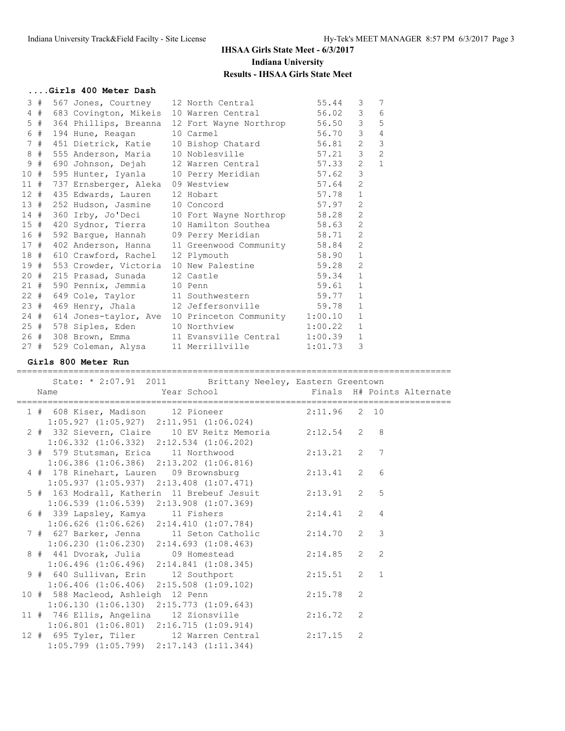# IHSAA Girls State Meet - 6/3/2017

## Indiana University

## Results - IHSAA Girls State Meet

### ....Girls 400 Meter Dash

| Place | Name | Year | School | Finals | H# | Points |
|---|---|---|---|---|---|---|
| 3 # | 567 Jones, Courtney | 12 | North Central | 55.44 | 3 | 7 |
| 4 # | 683 Covington, Mikeis | 10 | Warren Central | 56.02 | 3 | 6 |
| 5 # | 364 Phillips, Breanna | 12 | Fort Wayne Northrop | 56.50 | 3 | 5 |
| 6 # | 194 Hune, Reagan | 10 | Carmel | 56.70 | 3 | 4 |
| 7 # | 451 Dietrick, Katie | 10 | Bishop Chatard | 56.81 | 2 | 3 |
| 8 # | 555 Anderson, Maria | 10 | Noblesville | 57.21 | 3 | 2 |
| 9 # | 690 Johnson, Dejah | 12 | Warren Central | 57.33 | 2 | 1 |
| 10 # | 595 Hunter, Iyanla | 10 | Perry Meridian | 57.62 | 3 | |
| 11 # | 737 Ernsberger, Aleka | 09 | Westview | 57.64 | 2 | |
| 12 # | 435 Edwards, Lauren | 12 | Hobart | 57.78 | 1 | |
| 13 # | 252 Hudson, Jasmine | 10 | Concord | 57.97 | 2 | |
| 14 # | 360 Irby, Jo'Deci | 10 | Fort Wayne Northrop | 58.28 | 2 | |
| 15 # | 420 Sydnor, Tierra | 10 | Hamilton Southea | 58.63 | 2 | |
| 16 # | 592 Bargue, Hannah | 09 | Perry Meridian | 58.71 | 2 | |
| 17 # | 402 Anderson, Hanna | 11 | Greenwood Community | 58.84 | 2 | |
| 18 # | 610 Crawford, Rachel | 12 | Plymouth | 58.90 | 1 | |
| 19 # | 553 Crowder, Victoria | 10 | New Palestine | 59.28 | 2 | |
| 20 # | 215 Prasad, Sunada | 12 | Castle | 59.34 | 1 | |
| 21 # | 590 Pennix, Jemmia | 10 | Penn | 59.61 | 1 | |
| 22 # | 649 Cole, Taylor | 11 | Southwestern | 59.77 | 1 | |
| 23 # | 469 Henry, Jhala | 12 | Jeffersonville | 59.78 | 1 | |
| 24 # | 614 Jones-taylor, Ave | 10 | Princeton Community | 1:00.10 | 1 | |
| 25 # | 578 Siples, Eden | 10 | Northview | 1:00.22 | 1 | |
| 26 # | 308 Brown, Emma | 11 | Evansville Central | 1:00.39 | 1 | |
| 27 # | 529 Coleman, Alysa | 11 | Merrillville | 1:01.73 | 3 | |

### Girls 800 Meter Run

State: * 2:07.91 2011 Brittany Neeley, Eastern Greentown

| Place | Name | Year | School | Finals | H# | Points | Alternate |
|---|---|---|---|---|---|---|---|
| 1 # | 608 Kiser, Madison | 12 | Pioneer | 2:11.96 | 2 | 10 | |
| | 1:05.927 (1:05.927) 2:11.951 (1:06.024) | | | | | | |
| 2 # | 332 Sievern, Claire | 10 | EV Reitz Memoria | 2:12.54 | 2 | 8 | |
| | 1:06.332 (1:06.332) 2:12.534 (1:06.202) | | | | | | |
| 3 # | 579 Stutsman, Erica | 11 | Northwood | 2:13.21 | 2 | 7 | |
| | 1:06.386 (1:06.386) 2:13.202 (1:06.816) | | | | | | |
| 4 # | 178 Rinehart, Lauren | 09 | Brownsburg | 2:13.41 | 2 | 6 | |
| | 1:05.937 (1:05.937) 2:13.408 (1:07.471) | | | | | | |
| 5 # | 163 Modrall, Katherin | 11 | Brebeuf Jesuit | 2:13.91 | 2 | 5 | |
| | 1:06.539 (1:06.539) 2:13.908 (1:07.369) | | | | | | |
| 6 # | 339 Lapsley, Kamya | 11 | Fishers | 2:14.41 | 2 | 4 | |
| | 1:06.626 (1:06.626) 2:14.410 (1:07.784) | | | | | | |
| 7 # | 627 Barker, Jenna | 11 | Seton Catholic | 2:14.70 | 2 | 3 | |
| | 1:06.230 (1:06.230) 2:14.693 (1:08.463) | | | | | | |
| 8 # | 441 Dvorak, Julia | 09 | Homestead | 2:14.85 | 2 | 2 | |
| | 1:06.496 (1:06.496) 2:14.841 (1:08.345) | | | | | | |
| 9 # | 640 Sullivan, Erin | 12 | Southport | 2:15.51 | 2 | 1 | |
| | 1:06.406 (1:06.406) 2:15.508 (1:09.102) | | | | | | |
| 10 # | 588 Macleod, Ashleigh | 12 | Penn | 2:15.78 | 2 | | |
| | 1:06.130 (1:06.130) 2:15.773 (1:09.643) | | | | | | |
| 11 # | 746 Ellis, Angelina | 12 | Zionsville | 2:16.72 | 2 | | |
| | 1:06.801 (1:06.801) 2:16.715 (1:09.914) | | | | | | |
| 12 # | 695 Tyler, Tiler | 12 | Warren Central | 2:17.15 | 2 | | |
| | 1:05.799 (1:05.799) 2:17.143 (1:11.344) | | | | | | |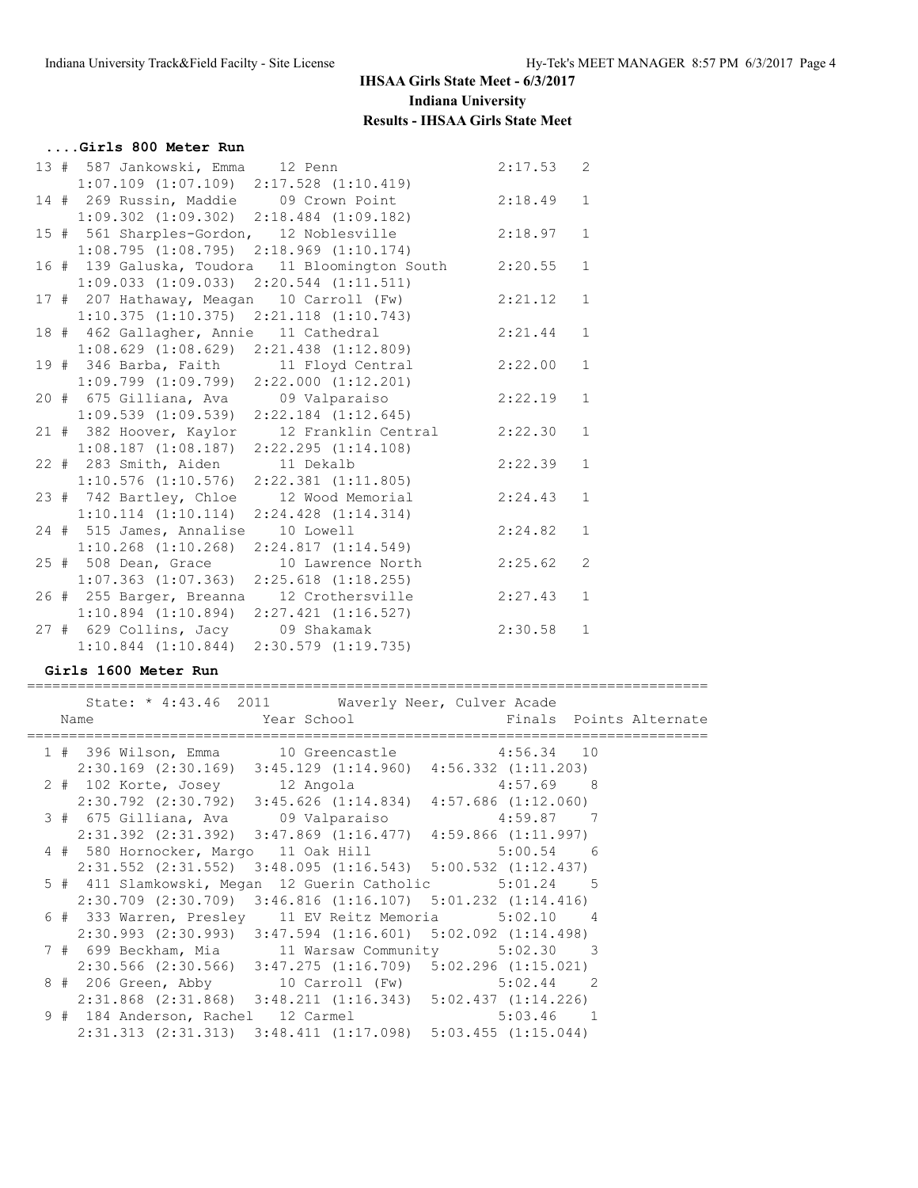# IHSAA Girls State Meet - 6/3/2017

**Indiana University**

**Results - IHSAA Girls State Meet**

### ....Girls 800 Meter Run

| Place | # | Comp # | Name | Year | School | Finals | Points |
|---|---|---|---|---|---|---|---|
| 13 | # | 587 | Jankowski, Emma | 12 | Penn | 2:17.53 | 2 |
| | | | 1:07.109 (1:07.109) 2:17.528 (1:10.419) | | | | |
| 14 | # | 269 | Russin, Maddie | 09 | Crown Point | 2:18.49 | 1 |
| | | | 1:09.302 (1:09.302) 2:18.484 (1:09.182) | | | | |
| 15 | # | 561 | Sharples-Gordon, | 12 | Noblesville | 2:18.97 | 1 |
| | | | 1:08.795 (1:08.795) 2:18.969 (1:10.174) | | | | |
| 16 | # | 139 | Galuska, Toudora | 11 | Bloomington South | 2:20.55 | 1 |
| | | | 1:09.033 (1:09.033) 2:20.544 (1:11.511) | | | | |
| 17 | # | 207 | Hathaway, Meagan | 10 | Carroll (Fw) | 2:21.12 | 1 |
| | | | 1:10.375 (1:10.375) 2:21.118 (1:10.743) | | | | |
| 18 | # | 462 | Gallagher, Annie | 11 | Cathedral | 2:21.44 | 1 |
| | | | 1:08.629 (1:08.629) 2:21.438 (1:12.809) | | | | |
| 19 | # | 346 | Barba, Faith | 11 | Floyd Central | 2:22.00 | 1 |
| | | | 1:09.799 (1:09.799) 2:22.000 (1:12.201) | | | | |
| 20 | # | 675 | Gilliana, Ava | 09 | Valparaiso | 2:22.19 | 1 |
| | | | 1:09.539 (1:09.539) 2:22.184 (1:12.645) | | | | |
| 21 | # | 382 | Hoover, Kaylor | 12 | Franklin Central | 2:22.30 | 1 |
| | | | 1:08.187 (1:08.187) 2:22.295 (1:14.108) | | | | |
| 22 | # | 283 | Smith, Aiden | 11 | Dekalb | 2:22.39 | 1 |
| | | | 1:10.576 (1:10.576) 2:22.381 (1:11.805) | | | | |
| 23 | # | 742 | Bartley, Chloe | 12 | Wood Memorial | 2:24.43 | 1 |
| | | | 1:10.114 (1:10.114) 2:24.428 (1:14.314) | | | | |
| 24 | # | 515 | James, Annalise | 10 | Lowell | 2:24.82 | 1 |
| | | | 1:10.268 (1:10.268) 2:24.817 (1:14.549) | | | | |
| 25 | # | 508 | Dean, Grace | 10 | Lawrence North | 2:25.62 | 2 |
| | | | 1:07.363 (1:07.363) 2:25.618 (1:18.255) | | | | |
| 26 | # | 255 | Barger, Breanna | 12 | Crothersville | 2:27.43 | 1 |
| | | | 1:10.894 (1:10.894) 2:27.421 (1:16.527) | | | | |
| 27 | # | 629 | Collins, Jacy | 09 | Shakamak | 2:30.58 | 1 |
| | | | 1:10.844 (1:10.844) 2:30.579 (1:19.735) | | | | |

### Girls 1600 Meter Run

State: * 4:43.46 2011 Waverly Neer, Culver Acade

| Place | # | Comp # | Name | Year | School | Finals | Points | Alternate |
|---|---|---|---|---|---|---|---|---|
| 1 | # | 396 | Wilson, Emma | 10 | Greencastle | 4:56.34 | 10 | |
| | | | 2:30.169 (2:30.169) 3:45.129 (1:14.960) 4:56.332 (1:11.203) | | | | | |
| 2 | # | 102 | Korte, Josey | 12 | Angola | 4:57.69 | 8 | |
| | | | 2:30.792 (2:30.792) 3:45.626 (1:14.834) 4:57.686 (1:12.060) | | | | | |
| 3 | # | 675 | Gilliana, Ava | 09 | Valparaiso | 4:59.87 | 7 | |
| | | | 2:31.392 (2:31.392) 3:47.869 (1:16.477) 4:59.866 (1:11.997) | | | | | |
| 4 | # | 580 | Hornocker, Margo | 11 | Oak Hill | 5:00.54 | 6 | |
| | | | 2:31.552 (2:31.552) 3:48.095 (1:16.543) 5:00.532 (1:12.437) | | | | | |
| 5 | # | 411 | Slamkowski, Megan | 12 | Guerin Catholic | 5:01.24 | 5 | |
| | | | 2:30.709 (2:30.709) 3:46.816 (1:16.107) 5:01.232 (1:14.416) | | | | | |
| 6 | # | 333 | Warren, Presley | 11 | EV Reitz Memoria | 5:02.10 | 4 | |
| | | | 2:30.993 (2:30.993) 3:47.594 (1:16.601) 5:02.092 (1:14.498) | | | | | |
| 7 | # | 699 | Beckham, Mia | 11 | Warsaw Community | 5:02.30 | 3 | |
| | | | 2:30.566 (2:30.566) 3:47.275 (1:16.709) 5:02.296 (1:15.021) | | | | | |
| 8 | # | 206 | Green, Abby | 10 | Carroll (Fw) | 5:02.44 | 2 | |
| | | | 2:31.868 (2:31.868) 3:48.211 (1:16.343) 5:02.437 (1:14.226) | | | | | |
| 9 | # | 184 | Anderson, Rachel | 12 | Carmel | 5:03.46 | 1 | |
| | | | 2:31.313 (2:31.313) 3:48.411 (1:17.098) 5:03.455 (1:15.044) | | | | | |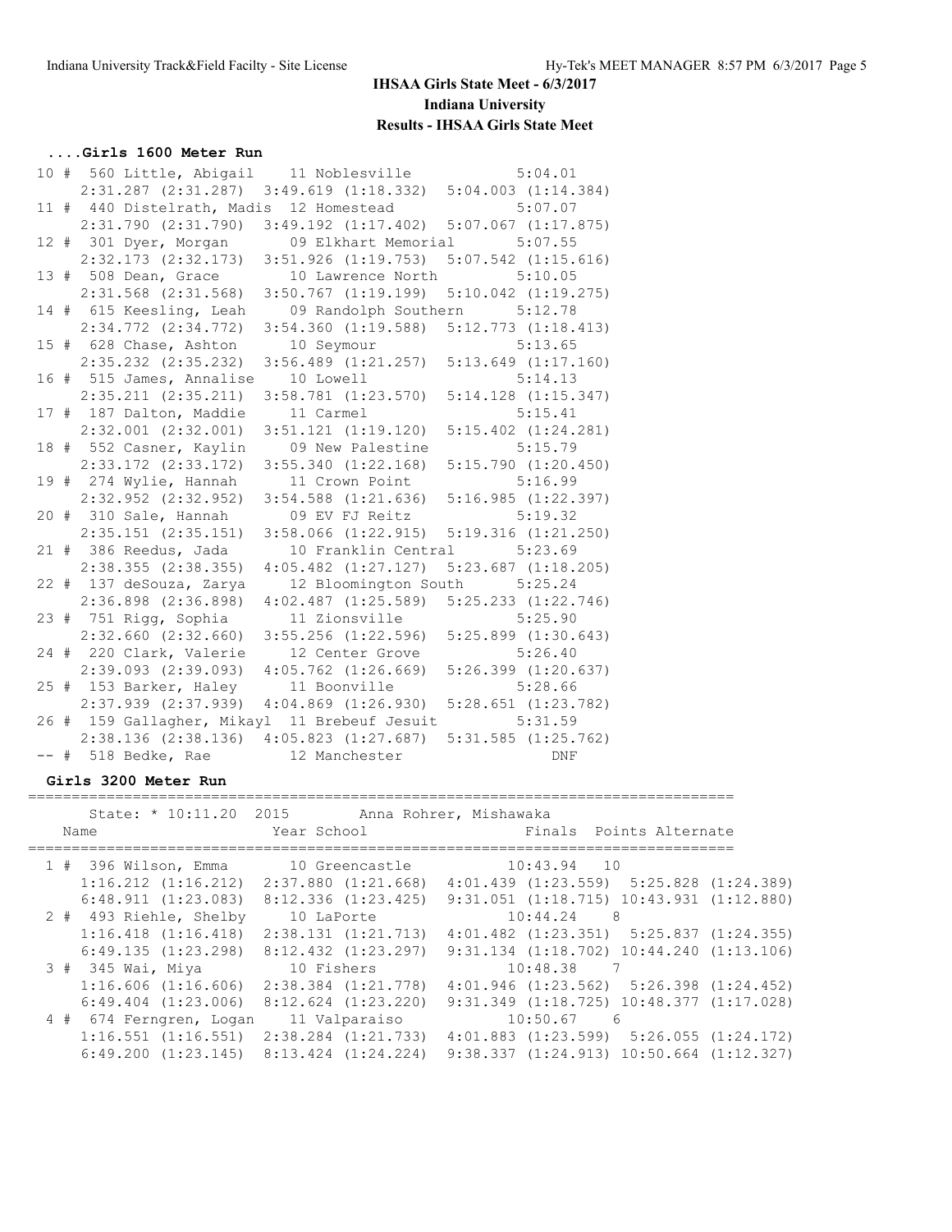## IHSAA Girls State Meet - 6/3/2017
## Indiana University
## Results - IHSAA Girls State Meet

### ....Girls 1600 Meter Run

```
 10 #  560 Little, Abigail    11 Noblesville           5:04.01
     2:31.287 (2:31.287)  3:49.619 (1:18.332)  5:04.003 (1:14.384)
 11 #  440 Distelrath, Madis  12 Homestead             5:07.07
     2:31.790 (2:31.790)  3:49.192 (1:17.402)  5:07.067 (1:17.875)
 12 #  301 Dyer, Morgan       09 Elkhart Memorial      5:07.55
     2:32.173 (2:32.173)  3:51.926 (1:19.753)  5:07.542 (1:15.616)
 13 #  508 Dean, Grace        10 Lawrence North        5:10.05
     2:31.568 (2:31.568)  3:50.767 (1:19.199)  5:10.042 (1:19.275)
 14 #  615 Keesling, Leah     09 Randolph Southern     5:12.78
     2:34.772 (2:34.772)  3:54.360 (1:19.588)  5:12.773 (1:18.413)
 15 #  628 Chase, Ashton      10 Seymour               5:13.65
     2:35.232 (2:35.232)  3:56.489 (1:21.257)  5:13.649 (1:17.160)
 16 #  515 James, Annalise    10 Lowell                5:14.13
     2:35.211 (2:35.211)  3:58.781 (1:23.570)  5:14.128 (1:15.347)
 17 #  187 Dalton, Maddie     11 Carmel                5:15.41
     2:32.001 (2:32.001)  3:51.121 (1:19.120)  5:15.402 (1:24.281)
 18 #  552 Casner, Kaylin     09 New Palestine         5:15.79
     2:33.172 (2:33.172)  3:55.340 (1:22.168)  5:15.790 (1:20.450)
 19 #  274 Wylie, Hannah      11 Crown Point           5:16.99
     2:32.952 (2:32.952)  3:54.588 (1:21.636)  5:16.985 (1:22.397)
 20 #  310 Sale, Hannah       09 EV FJ Reitz           5:19.32
     2:35.151 (2:35.151)  3:58.066 (1:22.915)  5:19.316 (1:21.250)
 21 #  386 Reedus, Jada       10 Franklin Central      5:23.69
     2:38.355 (2:38.355)  4:05.482 (1:27.127)  5:23.687 (1:18.205)
 22 #  137 deSouza, Zarya    12 Bloomington South     5:25.24
     2:36.898 (2:36.898)  4:02.487 (1:25.589)  5:25.233 (1:22.746)
 23 #  751 Rigg, Sophia       11 Zionsville            5:25.90
     2:32.660 (2:32.660)  3:55.256 (1:22.596)  5:25.899 (1:30.643)
 24 #  220 Clark, Valerie     12 Center Grove          5:26.40
     2:39.093 (2:39.093)  4:05.762 (1:26.669)  5:26.399 (1:20.637)
 25 #  153 Barker, Haley      11 Boonville             5:28.66
     2:37.939 (2:37.939)  4:04.869 (1:26.930)  5:28.651 (1:23.782)
 26 #  159 Gallagher, Mikayl  11 Brebeuf Jesuit        5:31.59
     2:38.136 (2:38.136)  4:05.823 (1:27.687)  5:31.585 (1:25.762)
 -- #  518 Bedke, Rae         12 Manchester              DNF
```

### Girls 3200 Meter Run

```
================================================================================
    State: * 10:11.20  2015        Anna Rohrer, Mishawaka
    Name                    Year School               Finals  Points Alternate
================================================================================
  1 #  396 Wilson, Emma       10 Greencastle          10:43.94   10
     1:16.212 (1:16.212)  2:37.880 (1:21.668)  4:01.439 (1:23.559)  5:25.828 (1:24.389)
     6:48.911 (1:23.083)  8:12.336 (1:23.425)  9:31.051 (1:18.715) 10:43.931 (1:12.880)
  2 #  493 Riehle, Shelby     10 LaPorte              10:44.24    8
     1:16.418 (1:16.418)  2:38.131 (1:21.713)  4:01.482 (1:23.351)  5:25.837 (1:24.355)
     6:49.135 (1:23.298)  8:12.432 (1:23.297)  9:31.134 (1:18.702) 10:44.240 (1:13.106)
  3 #  345 Wai, Miya          10 Fishers              10:48.38    7
     1:16.606 (1:16.606)  2:38.384 (1:21.778)  4:01.946 (1:23.562)  5:26.398 (1:24.452)
     6:49.404 (1:23.006)  8:12.624 (1:23.220)  9:31.349 (1:18.725) 10:48.377 (1:17.028)
  4 #  674 Ferngren, Logan    11 Valparaiso           10:50.67    6
     1:16.551 (1:16.551)  2:38.284 (1:21.733)  4:01.883 (1:23.599)  5:26.055 (1:24.172)
     6:49.200 (1:23.145)  8:13.424 (1:24.224)  9:38.337 (1:24.913) 10:50.664 (1:12.327)
```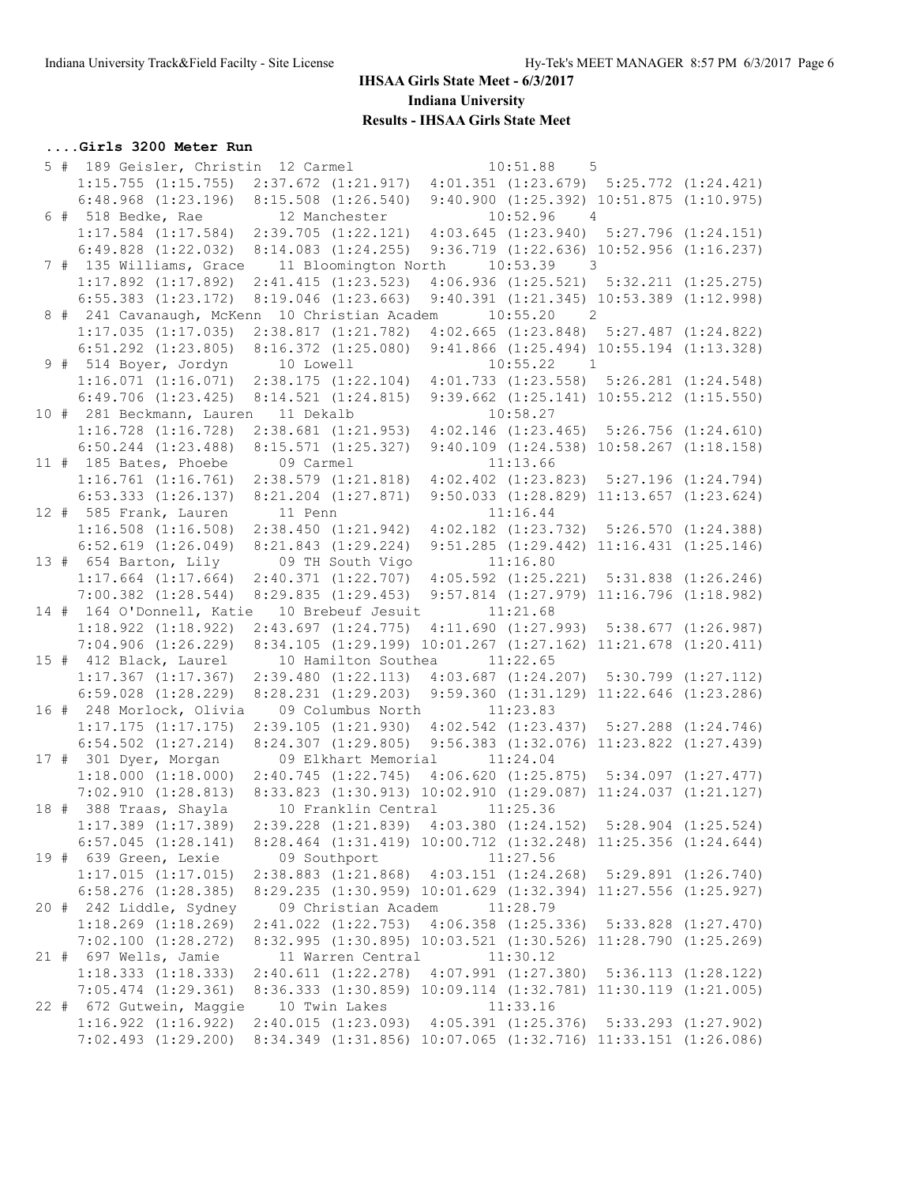# IHSAA Girls State Meet - 6/3/2017

## Indiana University

### Results - IHSAA Girls State Meet

**....Girls 3200 Meter Run**

```
  5 #  189 Geisler, Christin  12 Carmel                 10:51.88    5  
     1:15.755 (1:15.755)  2:37.672 (1:21.917)  4:01.351 (1:23.679)  5:25.772 (1:24.421)
     6:48.968 (1:23.196)  8:15.508 (1:26.540)  9:40.900 (1:25.392) 10:51.875 (1:10.975)
  6 #  518 Bedke, Rae         12 Manchester             10:52.96    4  
     1:17.584 (1:17.584)  2:39.705 (1:22.121)  4:03.645 (1:23.940)  5:27.796 (1:24.151)
     6:49.828 (1:22.032)  8:14.083 (1:24.255)  9:36.719 (1:22.636) 10:52.956 (1:16.237)
  7 #  135 Williams, Grace    11 Bloomington North      10:53.39    3  
     1:17.892 (1:17.892)  2:41.415 (1:23.523)  4:06.936 (1:25.521)  5:32.211 (1:25.275)
     6:55.383 (1:23.172)  8:19.046 (1:23.663)  9:40.391 (1:21.345) 10:53.389 (1:12.998)
  8 #  241 Cavanaugh, McKenn  10 Christian Academ       10:55.20    2  
     1:17.035 (1:17.035)  2:38.817 (1:21.782)  4:02.665 (1:23.848)  5:27.487 (1:24.822)
     6:51.292 (1:23.805)  8:16.372 (1:25.080)  9:41.866 (1:25.494) 10:55.194 (1:13.328)
  9 #  514 Boyer, Jordyn      10 Lowell                 10:55.22    1  
     1:16.071 (1:16.071)  2:38.175 (1:22.104)  4:01.733 (1:23.558)  5:26.281 (1:24.548)
     6:49.706 (1:23.425)  8:14.521 (1:24.815)  9:39.662 (1:25.141) 10:55.212 (1:15.550)
 10 #  281 Beckmann, Lauren   11 Dekalb                 10:58.27  
     1:16.728 (1:16.728)  2:38.681 (1:21.953)  4:02.146 (1:23.465)  5:26.756 (1:24.610)
     6:50.244 (1:23.488)  8:15.571 (1:25.327)  9:40.109 (1:24.538) 10:58.267 (1:18.158)
 11 #  185 Bates, Phoebe      09 Carmel                 11:13.66  
     1:16.761 (1:16.761)  2:38.579 (1:21.818)  4:02.402 (1:23.823)  5:27.196 (1:24.794)
     6:53.333 (1:26.137)  8:21.204 (1:27.871)  9:50.033 (1:28.829) 11:13.657 (1:23.624)
 12 #  585 Frank, Lauren      11 Penn                   11:16.44  
     1:16.508 (1:16.508)  2:38.450 (1:21.942)  4:02.182 (1:23.732)  5:26.570 (1:24.388)
     6:52.619 (1:26.049)  8:21.843 (1:29.224)  9:51.285 (1:29.442) 11:16.431 (1:25.146)
 13 #  654 Barton, Lily       09 TH South Vigo          11:16.80  
     1:17.664 (1:17.664)  2:40.371 (1:22.707)  4:05.592 (1:25.221)  5:31.838 (1:26.246)
     7:00.382 (1:28.544)  8:29.835 (1:29.453)  9:57.814 (1:27.979) 11:16.796 (1:18.982)
 14 #  164 O'Donnell, Katie   10 Brebeuf Jesuit         11:21.68  
     1:18.922 (1:18.922)  2:43.697 (1:24.775)  4:11.690 (1:27.993)  5:38.677 (1:26.987)
     7:04.906 (1:26.229)  8:34.105 (1:29.199) 10:01.267 (1:27.162) 11:21.678 (1:20.411)
 15 #  412 Black, Laurel      10 Hamilton Southea       11:22.65  
     1:17.367 (1:17.367)  2:39.480 (1:22.113)  4:03.687 (1:24.207)  5:30.799 (1:27.112)
     6:59.028 (1:28.229)  8:28.231 (1:29.203)  9:59.360 (1:31.129) 11:22.646 (1:23.286)
 16 #  248 Morlock, Olivia    09 Columbus North         11:23.83  
     1:17.175 (1:17.175)  2:39.105 (1:21.930)  4:02.542 (1:23.437)  5:27.288 (1:24.746)
     6:54.502 (1:27.214)  8:24.307 (1:29.805)  9:56.383 (1:32.076) 11:23.822 (1:27.439)
 17 #  301 Dyer, Morgan       09 Elkhart Memorial       11:24.04  
     1:18.000 (1:18.000)  2:40.745 (1:22.745)  4:06.620 (1:25.875)  5:34.097 (1:27.477)
     7:02.910 (1:28.813)  8:33.823 (1:30.913) 10:02.910 (1:29.087) 11:24.037 (1:21.127)
 18 #  388 Traas, Shayla      10 Franklin Central       11:25.36  
     1:17.389 (1:17.389)  2:39.228 (1:21.839)  4:03.380 (1:24.152)  5:28.904 (1:25.524)
     6:57.045 (1:28.141)  8:28.464 (1:31.419) 10:00.712 (1:32.248) 11:25.356 (1:24.644)
 19 #  639 Green, Lexie       09 Southport              11:27.56  
     1:17.015 (1:17.015)  2:38.883 (1:21.868)  4:03.151 (1:24.268)  5:29.891 (1:26.740)
     6:58.276 (1:28.385)  8:29.235 (1:30.959) 10:01.629 (1:32.394) 11:27.556 (1:25.927)
 20 #  242 Liddle, Sydney     09 Christian Academ       11:28.79  
     1:18.269 (1:18.269)  2:41.022 (1:22.753)  4:06.358 (1:25.336)  5:33.828 (1:27.470)
     7:02.100 (1:28.272)  8:32.995 (1:30.895) 10:03.521 (1:30.526) 11:28.790 (1:25.269)
 21 #  697 Wells, Jamie       11 Warren Central         11:30.12  
     1:18.333 (1:18.333)  2:40.611 (1:22.278)  4:07.991 (1:27.380)  5:36.113 (1:28.122)
     7:05.474 (1:29.361)  8:36.333 (1:30.859) 10:09.114 (1:32.781) 11:30.119 (1:21.005)
 22 #  672 Gutwein, Maggie    10 Twin Lakes             11:33.16  
     1:16.922 (1:16.922)  2:40.015 (1:23.093)  4:05.391 (1:25.376)  5:33.293 (1:27.902)
     7:02.493 (1:29.200)  8:34.349 (1:31.856) 10:07.065 (1:32.716) 11:33.151 (1:26.086)
```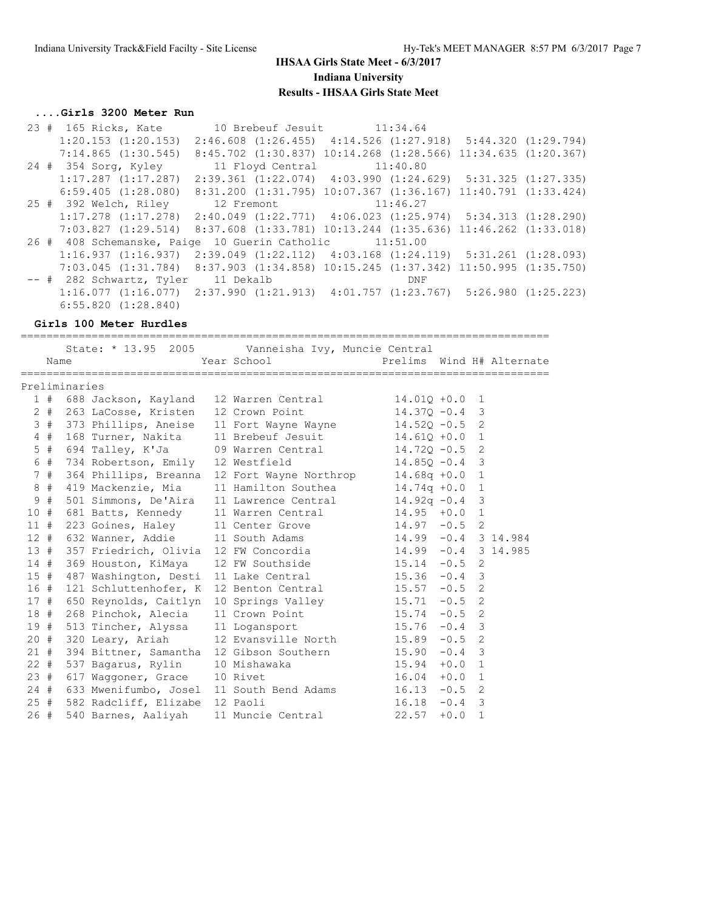#### ....Girls 3200 Meter Run

```
 23 #  165 Ricks, Kate         10 Brebeuf Jesuit         11:34.64
     1:20.153 (1:20.153)  2:46.608 (1:26.455)  4:14.526 (1:27.918)  5:44.320 (1:29.794)
     7:14.865 (1:30.545)  8:45.702 (1:30.837) 10:14.268 (1:28.566) 11:34.635 (1:20.367)
 24 #  354 Sorg, Kyley         11 Floyd Central          11:40.80
     1:17.287 (1:17.287)  2:39.361 (1:22.074)  4:03.990 (1:24.629)  5:31.325 (1:27.335)
     6:59.405 (1:28.080)  8:31.200 (1:31.795) 10:07.367 (1:36.167) 11:40.791 (1:33.424)
 25 #  392 Welch, Riley        12 Fremont                11:46.27
     1:17.278 (1:17.278)  2:40.049 (1:22.771)  4:06.023 (1:25.974)  5:34.313 (1:28.290)
     7:03.827 (1:29.514)  8:37.608 (1:33.781) 10:13.244 (1:35.636) 11:46.262 (1:33.018)
 26 #  408 Schemanske, Paige  10 Guerin Catholic        11:51.00
     1:16.937 (1:16.937)  2:39.049 (1:22.112)  4:03.168 (1:24.119)  5:31.261 (1:28.093)
     7:03.045 (1:31.784)  8:37.903 (1:34.858) 10:15.245 (1:37.342) 11:50.995 (1:35.750)
 -- #  282 Schwartz, Tyler     11 Dekalb                      DNF
     1:16.077 (1:16.077)  2:37.990 (1:21.913)  4:01.757 (1:23.767)  5:26.980 (1:25.223)
     6:55.820 (1:28.840)
```

#### Girls 100 Meter Hurdles

State: * 13.95 2005 Vanneisha Ivy, Muncie Central

Preliminaries

| Place | Name | Year | School | Prelims | Wind | H# | Alternate |
|---|---|---|---|---|---|---|---|
| 1 # | 688 Jackson, Kayland | 12 | Warren Central | 14.01Q | +0.0 | 1 | |
| 2 # | 263 LaCosse, Kristen | 12 | Crown Point | 14.37Q | -0.4 | 3 | |
| 3 # | 373 Phillips, Aneise | 11 | Fort Wayne Wayne | 14.52Q | -0.5 | 2 | |
| 4 # | 168 Turner, Nakita | 11 | Brebeuf Jesuit | 14.61Q | +0.0 | 1 | |
| 5 # | 694 Talley, K'Ja | 09 | Warren Central | 14.72Q | -0.5 | 2 | |
| 6 # | 734 Robertson, Emily | 12 | Westfield | 14.85Q | -0.4 | 3 | |
| 7 # | 364 Phillips, Breanna | 12 | Fort Wayne Northrop | 14.68q | +0.0 | 1 | |
| 8 # | 419 Mackenzie, Mia | 11 | Hamilton Southea | 14.74q | +0.0 | 1 | |
| 9 # | 501 Simmons, De'Aira | 11 | Lawrence Central | 14.92q | -0.4 | 3 | |
| 10 # | 681 Batts, Kennedy | 11 | Warren Central | 14.95 | +0.0 | 1 | |
| 11 # | 223 Goines, Haley | 11 | Center Grove | 14.97 | -0.5 | 2 | |
| 12 # | 632 Wanner, Addie | 11 | South Adams | 14.99 | -0.4 | 3 | 14.984 |
| 13 # | 357 Friedrich, Olivia | 12 | FW Concordia | 14.99 | -0.4 | 3 | 14.985 |
| 14 # | 369 Houston, KiMaya | 12 | FW Southside | 15.14 | -0.5 | 2 | |
| 15 # | 487 Washington, Desti | 11 | Lake Central | 15.36 | -0.4 | 3 | |
| 16 # | 121 Schluttenhofer, K | 12 | Benton Central | 15.57 | -0.5 | 2 | |
| 17 # | 650 Reynolds, Caitlyn | 10 | Springs Valley | 15.71 | -0.5 | 2 | |
| 18 # | 268 Pinchok, Alecia | 11 | Crown Point | 15.74 | -0.5 | 2 | |
| 19 # | 513 Tincher, Alyssa | 11 | Logansport | 15.76 | -0.4 | 3 | |
| 20 # | 320 Leary, Ariah | 12 | Evansville North | 15.89 | -0.5 | 2 | |
| 21 # | 394 Bittner, Samantha | 12 | Gibson Southern | 15.90 | -0.4 | 3 | |
| 22 # | 537 Bagarus, Rylin | 10 | Mishawaka | 15.94 | +0.0 | 1 | |
| 23 # | 617 Waggoner, Grace | 10 | Rivet | 16.04 | +0.0 | 1 | |
| 24 # | 633 Mwenifumbo, Josel | 11 | South Bend Adams | 16.13 | -0.5 | 2 | |
| 25 # | 582 Radcliff, Elizabe | 12 | Paoli | 16.18 | -0.4 | 3 | |
| 26 # | 540 Barnes, Aaliyah | 11 | Muncie Central | 22.57 | +0.0 | 1 | |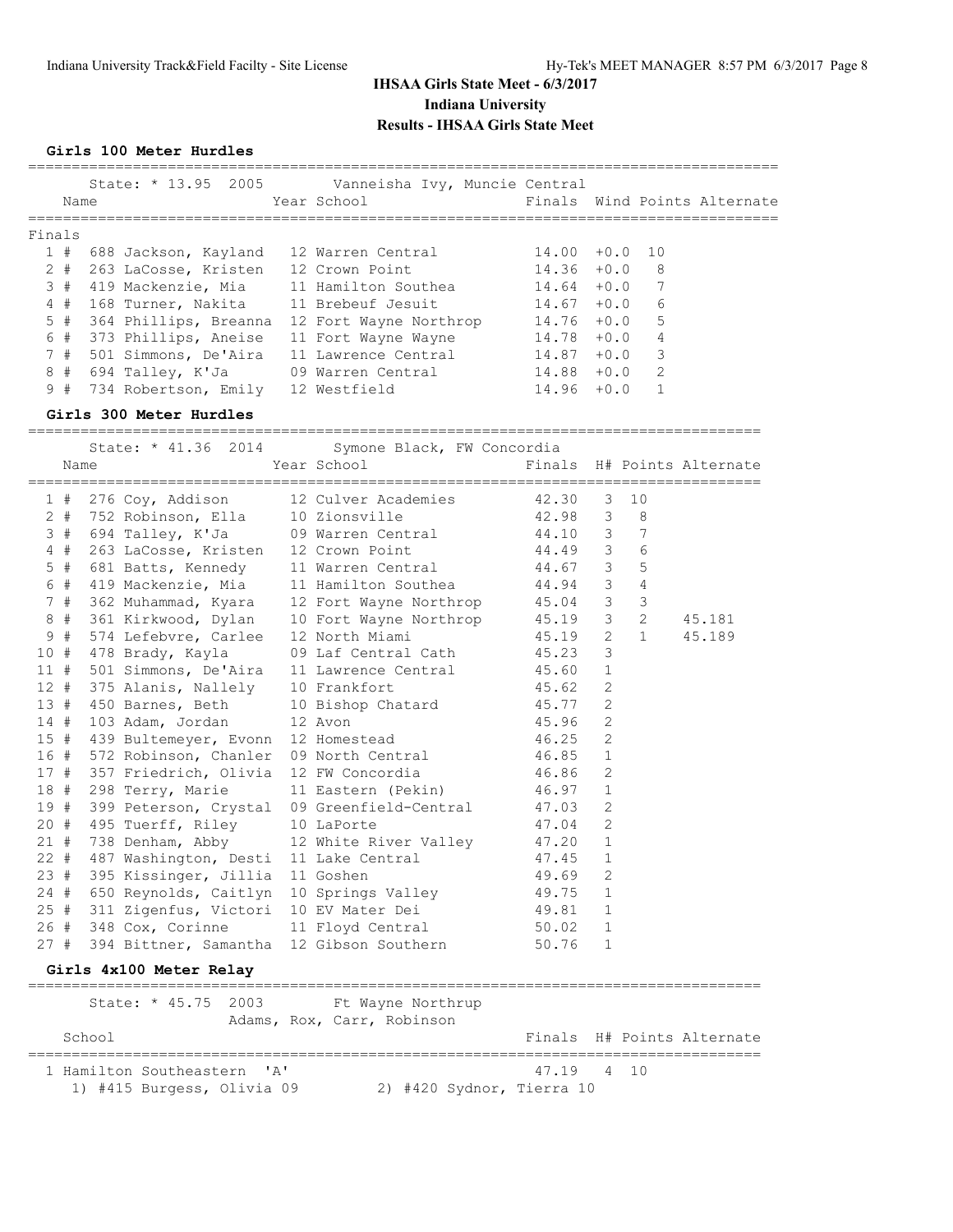# IHSAA Girls State Meet - 6/3/2017

## Indiana University

## Results - IHSAA Girls State Meet

### Girls 100 Meter Hurdles

State: * 13.95 2005 Vanneisha Ivy, Muncie Central

**Finals**

| Place | Name | Year | School | Finals | Wind | Points | Alternate |
|---|---|---|---|---|---|---|---|
| 1 # | 688 Jackson, Kayland | 12 | Warren Central | 14.00 | +0.0 | 10 | |
| 2 # | 263 LaCosse, Kristen | 12 | Crown Point | 14.36 | +0.0 | 8 | |
| 3 # | 419 Mackenzie, Mia | 11 | Hamilton Southea | 14.64 | +0.0 | 7 | |
| 4 # | 168 Turner, Nakita | 11 | Brebeuf Jesuit | 14.67 | +0.0 | 6 | |
| 5 # | 364 Phillips, Breanna | 12 | Fort Wayne Northrop | 14.76 | +0.0 | 5 | |
| 6 # | 373 Phillips, Aneise | 11 | Fort Wayne Wayne | 14.78 | +0.0 | 4 | |
| 7 # | 501 Simmons, De'Aira | 11 | Lawrence Central | 14.87 | +0.0 | 3 | |
| 8 # | 694 Talley, K'Ja | 09 | Warren Central | 14.88 | +0.0 | 2 | |
| 9 # | 734 Robertson, Emily | 12 | Westfield | 14.96 | +0.0 | 1 | |

### Girls 300 Meter Hurdles

State: * 41.36 2014 Symone Black, FW Concordia

| Place | Name | Year | School | Finals | H# | Points | Alternate |
|---|---|---|---|---|---|---|---|
| 1 # | 276 Coy, Addison | 12 | Culver Academies | 42.30 | 3 | 10 | |
| 2 # | 752 Robinson, Ella | 10 | Zionsville | 42.98 | 3 | 8 | |
| 3 # | 694 Talley, K'Ja | 09 | Warren Central | 44.10 | 3 | 7 | |
| 4 # | 263 LaCosse, Kristen | 12 | Crown Point | 44.49 | 3 | 6 | |
| 5 # | 681 Batts, Kennedy | 11 | Warren Central | 44.67 | 3 | 5 | |
| 6 # | 419 Mackenzie, Mia | 11 | Hamilton Southea | 44.94 | 3 | 4 | |
| 7 # | 362 Muhammad, Kyara | 12 | Fort Wayne Northrop | 45.04 | 3 | 3 | |
| 8 # | 361 Kirkwood, Dylan | 10 | Fort Wayne Northrop | 45.19 | 3 | 2 | 45.181 |
| 9 # | 574 Lefebvre, Carlee | 12 | North Miami | 45.19 | 2 | 1 | 45.189 |
| 10 # | 478 Brady, Kayla | 09 | Laf Central Cath | 45.23 | 3 | | |
| 11 # | 501 Simmons, De'Aira | 11 | Lawrence Central | 45.60 | 1 | | |
| 12 # | 375 Alanis, Nallely | 10 | Frankfort | 45.62 | 2 | | |
| 13 # | 450 Barnes, Beth | 10 | Bishop Chatard | 45.77 | 2 | | |
| 14 # | 103 Adam, Jordan | 12 | Avon | 45.96 | 2 | | |
| 15 # | 439 Bultemeyer, Evonn | 12 | Homestead | 46.25 | 2 | | |
| 16 # | 572 Robinson, Chanler | 09 | North Central | 46.85 | 1 | | |
| 17 # | 357 Friedrich, Olivia | 12 | FW Concordia | 46.86 | 2 | | |
| 18 # | 298 Terry, Marie | 11 | Eastern (Pekin) | 46.97 | 1 | | |
| 19 # | 399 Peterson, Crystal | 09 | Greenfield-Central | 47.03 | 2 | | |
| 20 # | 495 Tuerff, Riley | 10 | LaPorte | 47.04 | 2 | | |
| 21 # | 738 Denham, Abby | 12 | White River Valley | 47.20 | 1 | | |
| 22 # | 487 Washington, Desti | 11 | Lake Central | 47.45 | 1 | | |
| 23 # | 395 Kissinger, Jillia | 11 | Goshen | 49.69 | 2 | | |
| 24 # | 650 Reynolds, Caitlyn | 10 | Springs Valley | 49.75 | 1 | | |
| 25 # | 311 Zigenfus, Victori | 10 | EV Mater Dei | 49.81 | 1 | | |
| 26 # | 348 Cox, Corinne | 11 | Floyd Central | 50.02 | 1 | | |
| 27 # | 394 Bittner, Samantha | 12 | Gibson Southern | 50.76 | 1 | | |

### Girls 4x100 Meter Relay

State: * 45.75 2003 Ft Wayne Northrup
Adams, Rox, Carr, Robinson

| Place | School | Finals | H# | Points | Alternate |
|---|---|---|---|---|---|
| 1 | Hamilton Southeastern 'A' | 47.19 | 4 | 10 | |

1) #415 Burgess, Olivia 09 2) #420 Sydnor, Tierra 10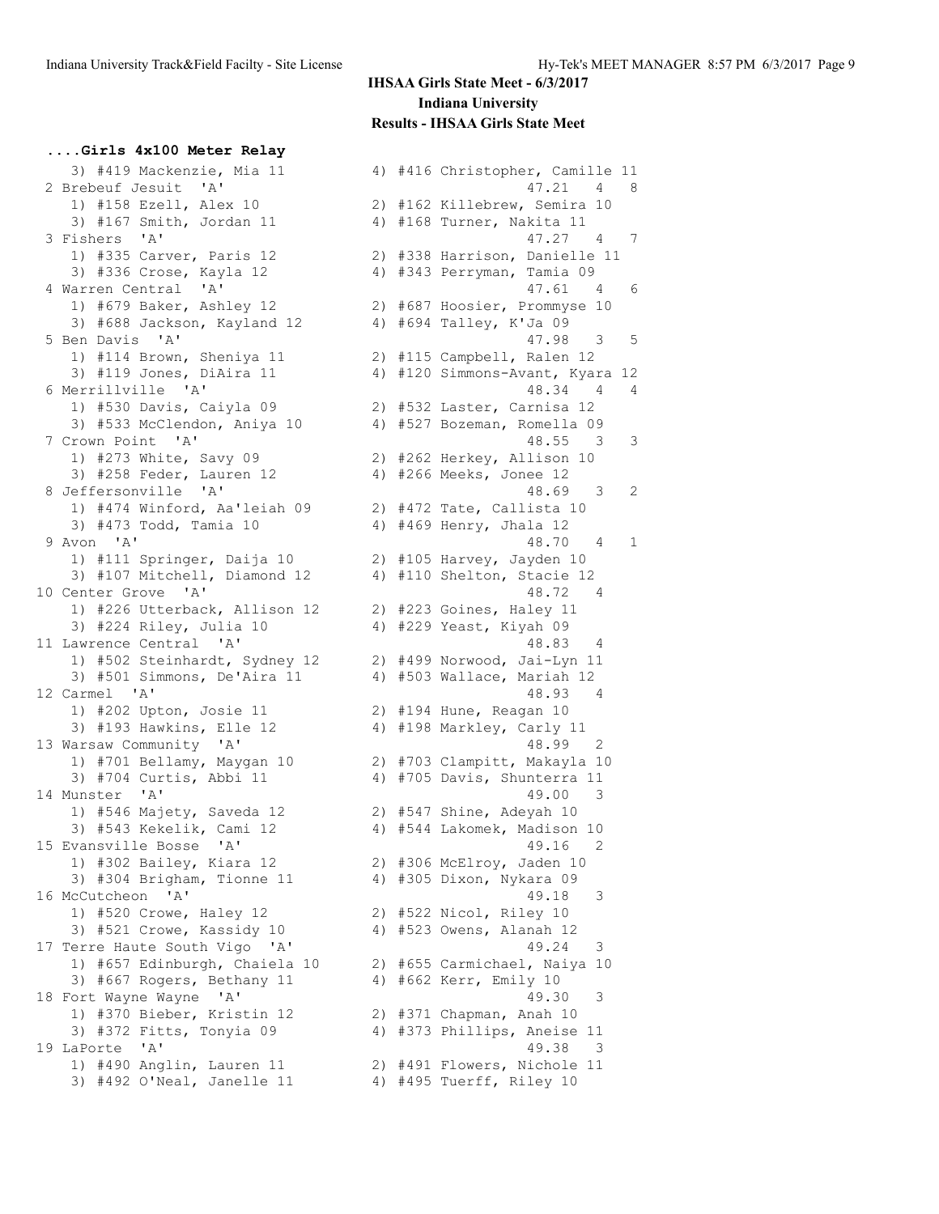**IHSAA Girls State Meet - 6/3/2017**
**Indiana University**
**Results - IHSAA Girls State Meet**

### ....Girls 4x100 Meter Relay

```
   3) #419 Mackenzie, Mia 11          4) #416 Christopher, Camille 11
 2 Brebeuf Jesuit  'A'                              47.21   4   8
   1) #158 Ezell, Alex 10             2) #162 Killebrew, Semira 10
   3) #167 Smith, Jordan 11           4) #168 Turner, Nakita 11
 3 Fishers  'A'                                     47.27   4   7
   1) #335 Carver, Paris 12           2) #338 Harrison, Danielle 11
   3) #336 Crose, Kayla 12            4) #343 Perryman, Tamia 09
 4 Warren Central  'A'                              47.61   4   6
   1) #679 Baker, Ashley 12           2) #687 Hoosier, Prommyse 10
   3) #688 Jackson, Kayland 12        4) #694 Talley, K'Ja 09
 5 Ben Davis  'A'                                   47.98   3   5
   1) #114 Brown, Sheniya 11          2) #115 Campbell, Ralen 12
   3) #119 Jones, DiAira 11           4) #120 Simmons-Avant, Kyara 12
 6 Merrillville  'A'                                48.34   4   4
   1) #530 Davis, Caiyla 09           2) #532 Laster, Carnisa 12
   3) #533 McClendon, Aniya 10        4) #527 Bozeman, Romella 09
 7 Crown Point  'A'                                 48.55   3   3
   1) #273 White, Savy 09             2) #262 Herkey, Allison 10
   3) #258 Feder, Lauren 12           4) #266 Meeks, Jonee 12
 8 Jeffersonville  'A'                              48.69   3   2
   1) #474 Winford, Aa'leiah 09       2) #472 Tate, Callista 10
   3) #473 Todd, Tamia 10             4) #469 Henry, Jhala 12
 9 Avon  'A'                                        48.70   4   1
   1) #111 Springer, Daija 10         2) #105 Harvey, Jayden 10
   3) #107 Mitchell, Diamond 12       4) #110 Shelton, Stacie 12
10 Center Grove  'A'                                48.72   4
   1) #226 Utterback, Allison 12      2) #223 Goines, Haley 11
   3) #224 Riley, Julia 10            4) #229 Yeast, Kiyah 09
11 Lawrence Central  'A'                            48.83   4
   1) #502 Steinhardt, Sydney 12      2) #499 Norwood, Jai-Lyn 11
   3) #501 Simmons, De'Aira 11        4) #503 Wallace, Mariah 12
12 Carmel  'A'                                      48.93   4
   1) #202 Upton, Josie 11            2) #194 Hune, Reagan 10
   3) #193 Hawkins, Elle 12           4) #198 Markley, Carly 11
13 Warsaw Community  'A'                             48.99   2
   1) #701 Bellamy, Maygan 10         2) #703 Clampitt, Makayla 10
   3) #704 Curtis, Abbi 11            4) #705 Davis, Shunterra 11
14 Munster  'A'                                     49.00   3
   1) #546 Majety, Saveda 12          2) #547 Shine, Adeyah 10
   3) #543 Kekelik, Cami 12           4) #544 Lakomek, Madison 10
15 Evansville Bosse  'A'                            49.16   2
   1) #302 Bailey, Kiara 12           2) #306 McElroy, Jaden 10
   3) #304 Brigham, Tionne 11         4) #305 Dixon, Nykara 09
16 McCutcheon  'A'                                  49.18   3
   1) #520 Crowe, Haley 12            2) #522 Nicol, Riley 10
   3) #521 Crowe, Kassidy 10          4) #523 Owens, Alanah 12
17 Terre Haute South Vigo  'A'                      49.24   3
   1) #657 Edinburgh, Chaiela 10      2) #655 Carmichael, Naiya 10
   3) #667 Rogers, Bethany 11         4) #662 Kerr, Emily 10
18 Fort Wayne Wayne  'A'                            49.30   3
   1) #370 Bieber, Kristin 12         2) #371 Chapman, Anah 10
   3) #372 Fitts, Tonyia 09           4) #373 Phillips, Aneise 11
19 LaPorte  'A'                                     49.38   3
   1) #490 Anglin, Lauren 11          2) #491 Flowers, Nichole 11
   3) #492 O'Neal, Janelle 11         4) #495 Tuerff, Riley 10
```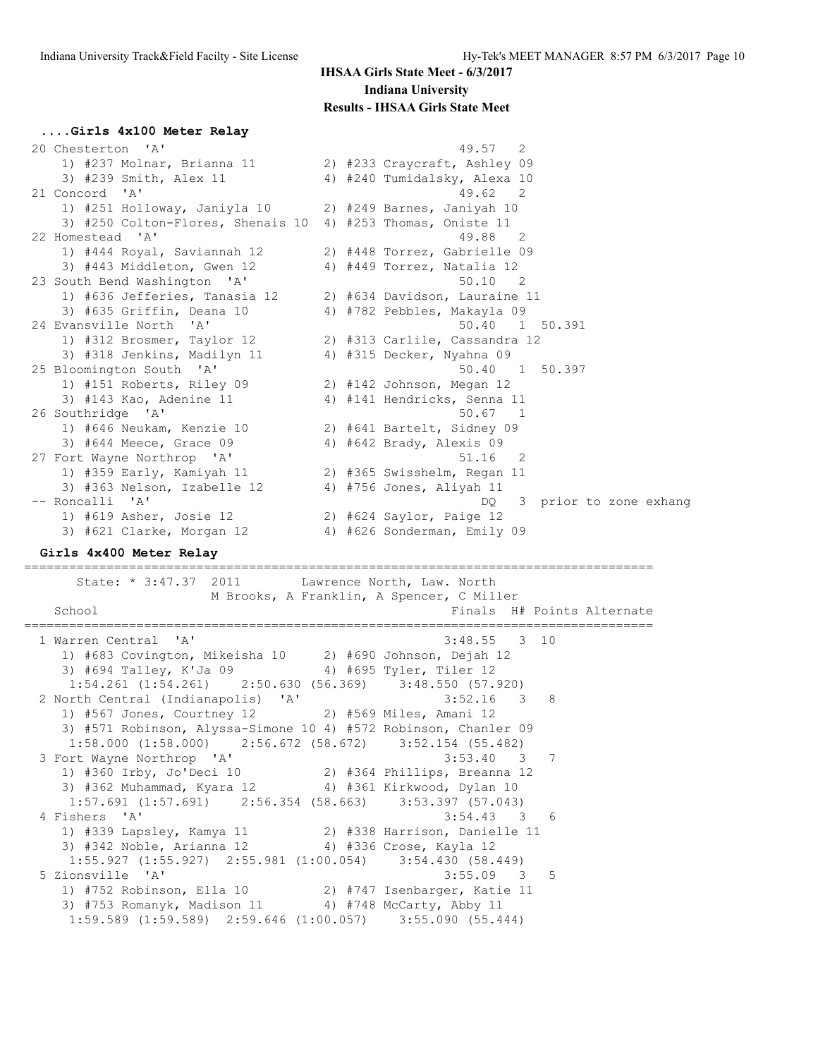## IHSAA Girls State Meet - 6/3/2017

**Indiana University**

**Results - IHSAA Girls State Meet**

### ....Girls 4x100 Meter Relay

```
 20 Chesterton  'A'                                      49.57   2
    1) #237 Molnar, Brianna 11        2) #233 Craycraft, Ashley 09
    3) #239 Smith, Alex 11            4) #240 Tumidalsky, Alexa 10
 21 Concord  'A'                                         49.62   2
    1) #251 Holloway, Janiyla 10      2) #249 Barnes, Janiyah 10
    3) #250 Colton-Flores, Shenais 10  4) #253 Thomas, Oniste 11
 22 Homestead  'A'                                       49.88   2
    1) #444 Royal, Saviannah 12       2) #448 Torrez, Gabrielle 09
    3) #443 Middleton, Gwen 12        4) #449 Torrez, Natalia 12
 23 South Bend Washington  'A'                           50.10   2
    1) #636 Jefferies, Tanasia 12     2) #634 Davidson, Lauraine 11
    3) #635 Griffin, Deana 10         4) #782 Pebbles, Makayla 09
 24 Evansville North  'A'                                50.40   1  50.391
    1) #312 Brosmer, Taylor 12        2) #313 Carlile, Cassandra 12
    3) #318 Jenkins, Madilyn 11       4) #315 Decker, Nyahna 09
 25 Bloomington South  'A'                               50.40   1  50.397
    1) #151 Roberts, Riley 09         2) #142 Johnson, Megan 12
    3) #143 Kao, Adenine 11           4) #141 Hendricks, Senna 11
 26 Southridge  'A'                                      50.67   1
    1) #646 Neukam, Kenzie 10         2) #641 Bartelt, Sidney 09
    3) #644 Meece, Grace 09           4) #642 Brady, Alexis 09
 27 Fort Wayne Northrop  'A'                             51.16   2
    1) #359 Early, Kamiyah 11         2) #365 Swisshelm, Regan 11
    3) #363 Nelson, Izabelle 12       4) #756 Jones, Aliyah 11
 -- Roncalli  'A'                                           DQ   3  prior to zone exhang
    1) #619 Asher, Josie 12           2) #624 Saylor, Paige 12
    3) #621 Clarke, Morgan 12         4) #626 Sonderman, Emily 09
```

### Girls 4x400 Meter Relay

```
=====================================================================================
      State: * 3:47.37  2011        Lawrence North, Law. North
                    M Brooks, A Franklin, A Spencer, C Miller
   School                                              Finals  H# Points Alternate
=====================================================================================
  1 Warren Central  'A'                                3:48.55   3  10
     1) #683 Covington, Mikeisha 10     2) #690 Johnson, Dejah 12
     3) #694 Talley, K'Ja 09            4) #695 Tyler, Tiler 12
      1:54.261 (1:54.261)    2:50.630 (56.369)    3:48.550 (57.920)
  2 North Central (Indianapolis)  'A'                  3:52.16   3   8
     1) #567 Jones, Courtney 12         2) #569 Miles, Amani 12
     3) #571 Robinson, Alyssa-Simone 10 4) #572 Robinson, Chanler 09
      1:58.000 (1:58.000)    2:56.672 (58.672)    3:52.154 (55.482)
  3 Fort Wayne Northrop  'A'                           3:53.40   3   7
     1) #360 Irby, Jo'Deci 10           2) #364 Phillips, Breanna 12
     3) #362 Muhammad, Kyara 12         4) #361 Kirkwood, Dylan 10
      1:57.691 (1:57.691)    2:56.354 (58.663)    3:53.397 (57.043)
  4 Fishers  'A'                                       3:54.43   3   6
     1) #339 Lapsley, Kamya 11          2) #338 Harrison, Danielle 11
     3) #342 Noble, Arianna 12          4) #336 Crose, Kayla 12
      1:55.927 (1:55.927)  2:55.981 (1:00.054)    3:54.430 (58.449)
  5 Zionsville  'A'                                    3:55.09   3   5
     1) #752 Robinson, Ella 10          2) #747 Isenbarger, Katie 11
     3) #753 Romanyk, Madison 11        4) #748 McCarty, Abby 11
      1:59.589 (1:59.589)  2:59.646 (1:00.057)    3:55.090 (55.444)
```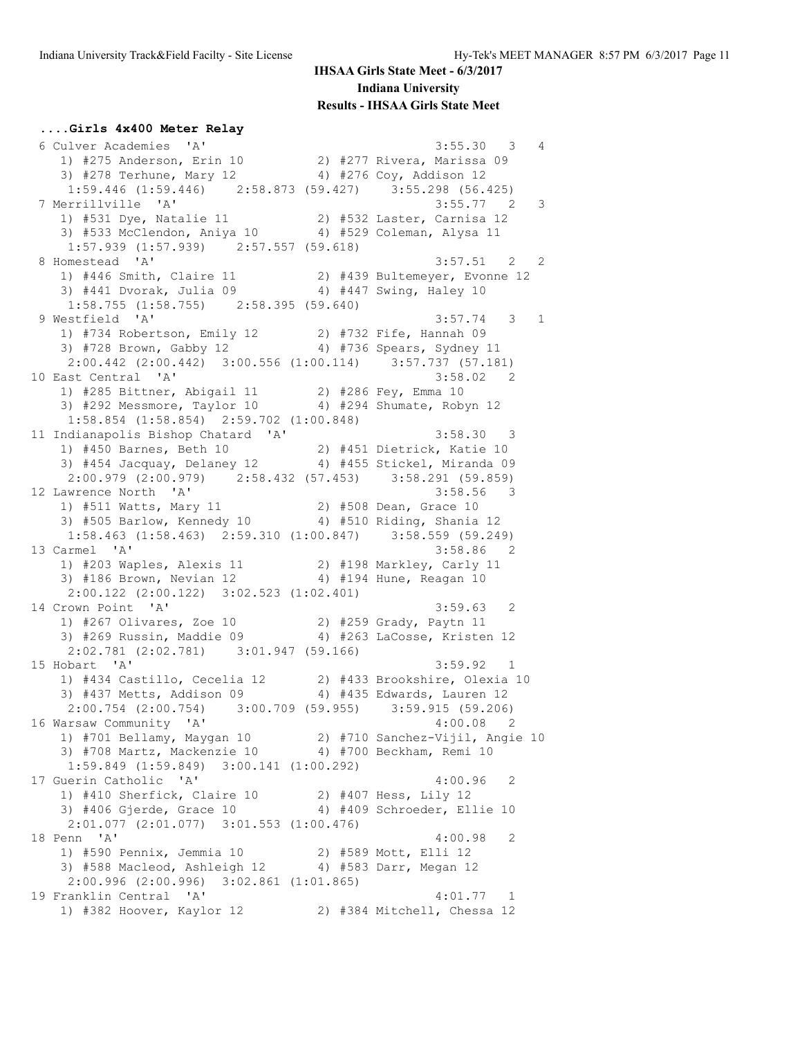**IHSAA Girls State Meet - 6/3/2017**

**Indiana University**

**Results - IHSAA Girls State Meet**

### ....Girls 4x400 Meter Relay

```
 6 Culver Academies  'A'                                3:55.30   3   4
    1) #275 Anderson, Erin 10          2) #277 Rivera, Marissa 09
    3) #278 Terhune, Mary 12           4) #276 Coy, Addison 12
     1:59.446 (1:59.446)    2:58.873 (59.427)    3:55.298 (56.425)
 7 Merrillville  'A'                                    3:55.77   2   3
    1) #531 Dye, Natalie 11            2) #532 Laster, Carnisa 12
    3) #533 McClendon, Aniya 10        4) #529 Coleman, Alysa 11
     1:57.939 (1:57.939)    2:57.557 (59.618)
 8 Homestead  'A'                                       3:57.51   2   2
    1) #446 Smith, Claire 11           2) #439 Bultemeyer, Evonne 12
    3) #441 Dvorak, Julia 09           4) #447 Swing, Haley 10
     1:58.755 (1:58.755)    2:58.395 (59.640)
 9 Westfield  'A'                                       3:57.74   3   1
    1) #734 Robertson, Emily 12        2) #732 Fife, Hannah 09
    3) #728 Brown, Gabby 12            4) #736 Spears, Sydney 11
     2:00.442 (2:00.442)  3:00.556 (1:00.114)    3:57.737 (57.181)
10 East Central  'A'                                    3:58.02   2
    1) #285 Bittner, Abigail 11        2) #286 Fey, Emma 10
    3) #292 Messmore, Taylor 10        4) #294 Shumate, Robyn 12
     1:58.854 (1:58.854)  2:59.702 (1:00.848)
11 Indianapolis Bishop Chatard  'A'                     3:58.30   3
    1) #450 Barnes, Beth 10            2) #451 Dietrick, Katie 10
    3) #454 Jacquay, Delaney 12        4) #455 Stickel, Miranda 09
     2:00.979 (2:00.979)    2:58.432 (57.453)    3:58.291 (59.859)
12 Lawrence North  'A'                                  3:58.56   3
    1) #511 Watts, Mary 11             2) #508 Dean, Grace 10
    3) #505 Barlow, Kennedy 10         4) #510 Riding, Shania 12
     1:58.463 (1:58.463)  2:59.310 (1:00.847)    3:58.559 (59.249)
13 Carmel  'A'                                          3:58.86   2
    1) #203 Waples, Alexis 11          2) #198 Markley, Carly 11
    3) #186 Brown, Nevian 12           4) #194 Hune, Reagan 10
     2:00.122 (2:00.122)  3:02.523 (1:02.401)
14 Crown Point  'A'                                     3:59.63   2
    1) #267 Olivares, Zoe 10           2) #259 Grady, Paytn 11
    3) #269 Russin, Maddie 09          4) #263 LaCosse, Kristen 12
     2:02.781 (2:02.781)    3:01.947 (59.166)
15 Hobart  'A'                                          3:59.92   1
    1) #434 Castillo, Cecelia 12       2) #433 Brookshire, Olexia 10
    3) #437 Metts, Addison 09          4) #435 Edwards, Lauren 12
     2:00.754 (2:00.754)    3:00.709 (59.955)    3:59.915 (59.206)
16 Warsaw Community  'A'                                4:00.08   2
    1) #701 Bellamy, Maygan 10         2) #710 Sanchez-Vijil, Angie 10
    3) #708 Martz, Mackenzie 10        4) #700 Beckham, Remi 10
     1:59.849 (1:59.849)  3:00.141 (1:00.292)
17 Guerin Catholic  'A'                                 4:00.96   2
    1) #410 Sherfick, Claire 10        2) #407 Hess, Lily 12
    3) #406 Gjerde, Grace 10           4) #409 Schroeder, Ellie 10
     2:01.077 (2:01.077)  3:01.553 (1:00.476)
18 Penn  'A'                                            4:00.98   2
    1) #590 Pennix, Jemmia 10          2) #589 Mott, Elli 12
    3) #588 Macleod, Ashleigh 12       4) #583 Darr, Megan 12
     2:00.996 (2:00.996)  3:02.861 (1:01.865)
19 Franklin Central  'A'                                4:01.77   1
    1) #382 Hoover, Kaylor 12          2) #384 Mitchell, Chessa 12
```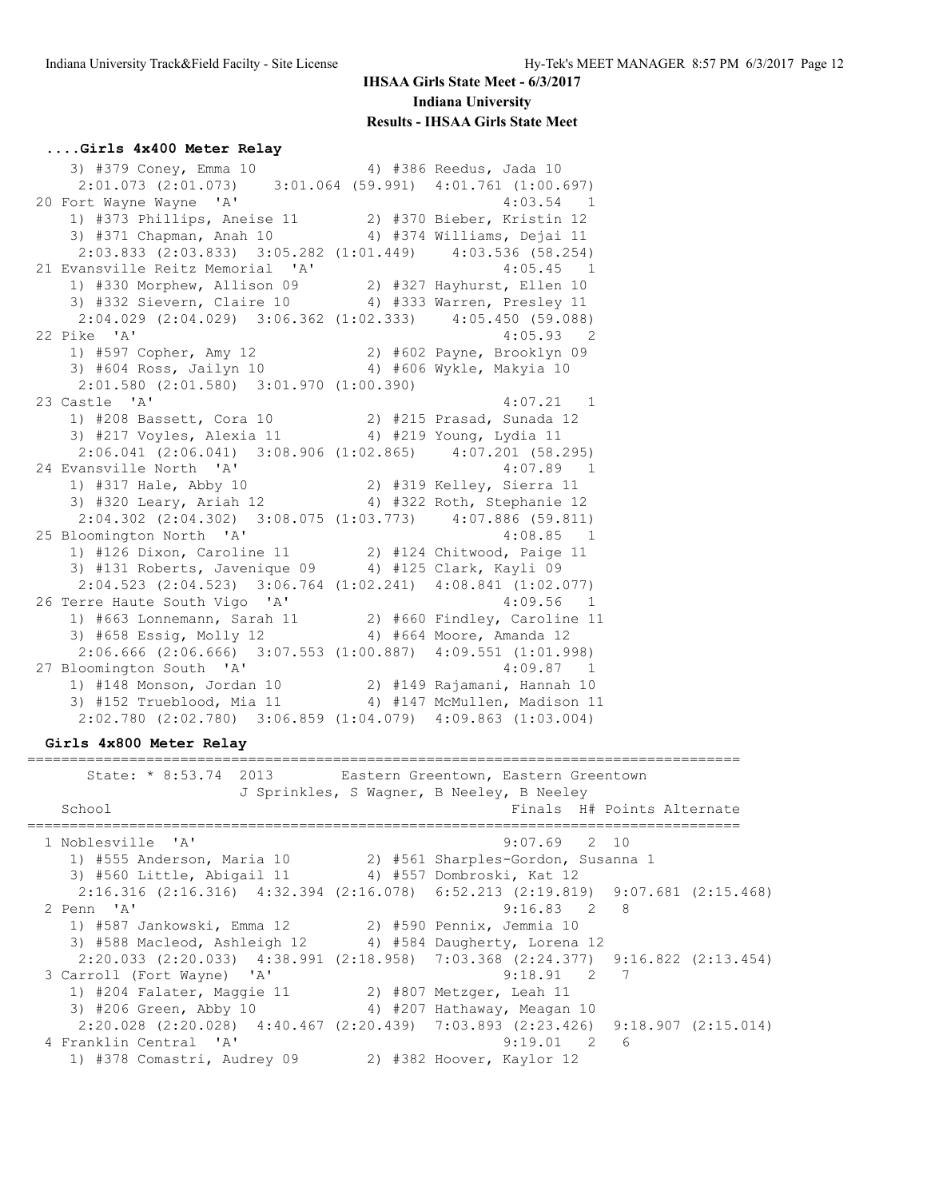**IHSAA Girls State Meet - 6/3/2017**
**Indiana University**
**Results - IHSAA Girls State Meet**

### ....Girls 4x400 Meter Relay

```
    3) #379 Coney, Emma 10             4) #386 Reedus, Jada 10
     2:01.073 (2:01.073)   3:01.064 (59.991)  4:01.761 (1:00.697)
 20 Fort Wayne Wayne  'A'                             4:03.54   1
    1) #373 Phillips, Aneise 11        2) #370 Bieber, Kristin 12
    3) #371 Chapman, Anah 10           4) #374 Williams, Dejai 11
     2:03.833 (2:03.833)  3:05.282 (1:01.449)   4:03.536 (58.254)
 21 Evansville Reitz Memorial  'A'                    4:05.45   1
    1) #330 Morphew, Allison 09        2) #327 Hayhurst, Ellen 10
    3) #332 Sievern, Claire 10         4) #333 Warren, Presley 11
     2:04.029 (2:04.029)  3:06.362 (1:02.333)   4:05.450 (59.088)
 22 Pike  'A'                                         4:05.93   2
    1) #597 Copher, Amy 12             2) #602 Payne, Brooklyn 09
    3) #604 Ross, Jailyn 10            4) #606 Wykle, Makyia 10
     2:01.580 (2:01.580)  3:01.970 (1:00.390)
 23 Castle  'A'                                       4:07.21   1
    1) #208 Bassett, Cora 10           2) #215 Prasad, Sunada 12
    3) #217 Voyles, Alexia 11          4) #219 Young, Lydia 11
     2:06.041 (2:06.041)  3:08.906 (1:02.865)   4:07.201 (58.295)
 24 Evansville North  'A'                             4:07.89   1
    1) #317 Hale, Abby 10              2) #319 Kelley, Sierra 11
    3) #320 Leary, Ariah 12            4) #322 Roth, Stephanie 12
     2:04.302 (2:04.302)  3:08.075 (1:03.773)   4:07.886 (59.811)
 25 Bloomington North  'A'                            4:08.85   1
    1) #126 Dixon, Caroline 11         2) #124 Chitwood, Paige 11
    3) #131 Roberts, Javenique 09      4) #125 Clark, Kayli 09
     2:04.523 (2:04.523)  3:06.764 (1:02.241)  4:08.841 (1:02.077)
 26 Terre Haute South Vigo  'A'                       4:09.56   1
    1) #663 Lonnemann, Sarah 11        2) #660 Findley, Caroline 11
    3) #658 Essig, Molly 12            4) #664 Moore, Amanda 12
     2:06.666 (2:06.666)  3:07.553 (1:00.887)  4:09.551 (1:01.998)
 27 Bloomington South  'A'                            4:09.87   1
    1) #148 Monson, Jordan 10          2) #149 Rajamani, Hannah 10
    3) #152 Trueblood, Mia 11          4) #147 McMullen, Madison 11
     2:02.780 (2:02.780)  3:06.859 (1:04.079)  4:09.863 (1:03.004)
```

### Girls 4x800 Meter Relay

```
=================================================================================
      State: * 8:53.74  2013        Eastern Greentown, Eastern Greentown
                    J Sprinkles, S Wagner, B Neeley, B Neeley
   School                                            Finals  H# Points Alternate
=================================================================================
  1 Noblesville  'A'                                 9:07.69   2  10
    1) #555 Anderson, Maria 10         2) #561 Sharples-Gordon, Susanna 1
    3) #560 Little, Abigail 11         4) #557 Dombroski, Kat 12
     2:16.316 (2:16.316)  4:32.394 (2:16.078)  6:52.213 (2:19.819)  9:07.681 (2:15.468)
  2 Penn  'A'                                        9:16.83   2   8
    1) #587 Jankowski, Emma 12         2) #590 Pennix, Jemmia 10
    3) #588 Macleod, Ashleigh 12       4) #584 Daugherty, Lorena 12
     2:20.033 (2:20.033)  4:38.991 (2:18.958)  7:03.368 (2:24.377)  9:16.822 (2:13.454)
  3 Carroll (Fort Wayne)  'A'                        9:18.91   2   7
    1) #204 Falater, Maggie 11         2) #807 Metzger, Leah 11
    3) #206 Green, Abby 10             4) #207 Hathaway, Meagan 10
     2:20.028 (2:20.028)  4:40.467 (2:20.439)  7:03.893 (2:23.426)  9:18.907 (2:15.014)
  4 Franklin Central  'A'                            9:19.01   2   6
    1) #378 Comastri, Audrey 09        2) #382 Hoover, Kaylor 12
```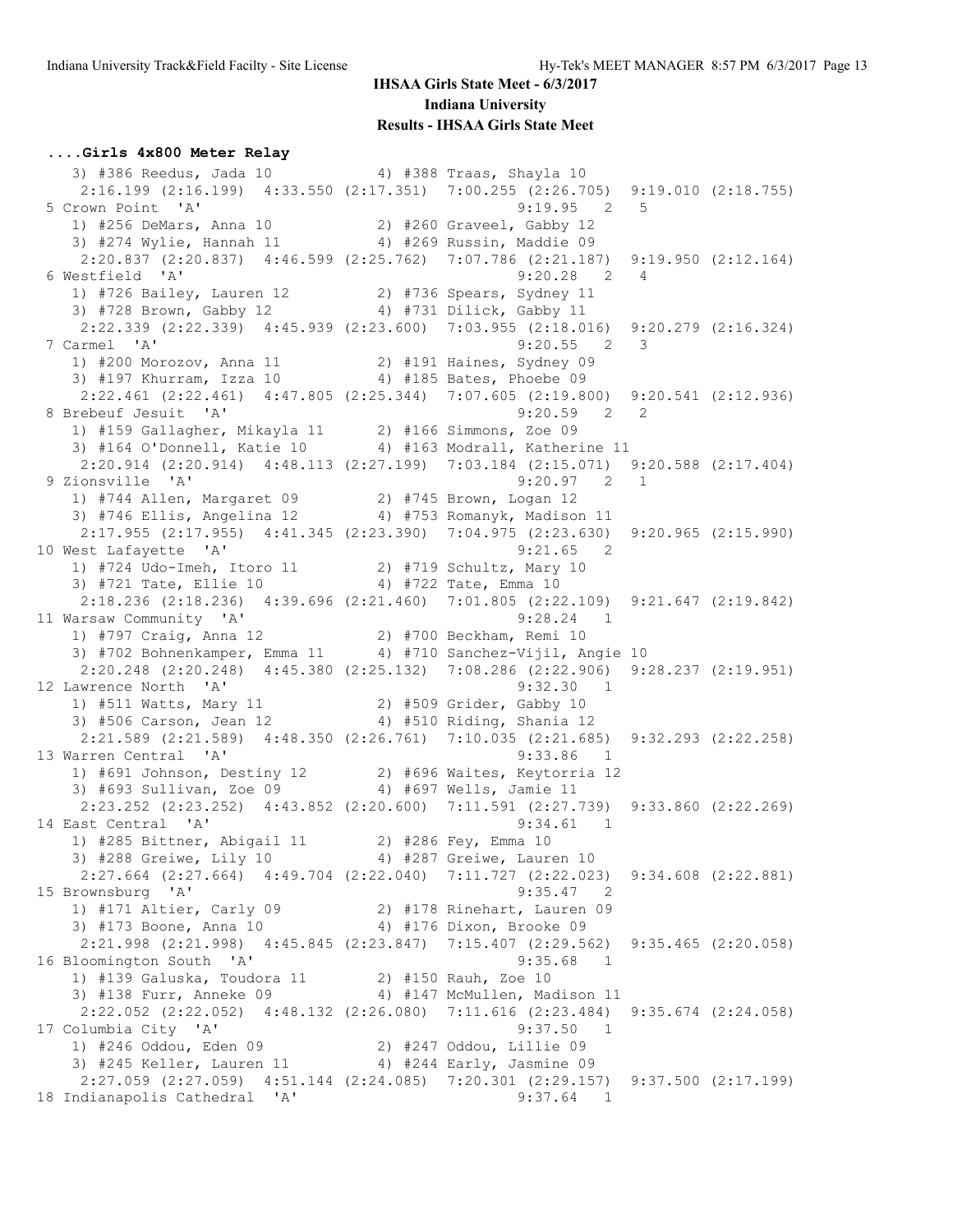## IHSAA Girls State Meet - 6/3/2017

## Indiana University

## Results - IHSAA Girls State Meet

### ....Girls 4x800 Meter Relay

```
   3) #386 Reedus, Jada 10            4) #388 Traas, Shayla 10
     2:16.199 (2:16.199)  4:33.550 (2:17.351)  7:00.255 (2:26.705)  9:19.010 (2:18.755)
 5 Crown Point  'A'                                   9:19.95   2   5
   1) #256 DeMars, Anna 10            2) #260 Graveel, Gabby 12
   3) #274 Wylie, Hannah 11           4) #269 Russin, Maddie 09
     2:20.837 (2:20.837)  4:46.599 (2:25.762)  7:07.786 (2:21.187)  9:19.950 (2:12.164)
 6 Westfield  'A'                                     9:20.28   2   4
   1) #726 Bailey, Lauren 12          2) #736 Spears, Sydney 11
   3) #728 Brown, Gabby 12            4) #731 Dilick, Gabby 11
     2:22.339 (2:22.339)  4:45.939 (2:23.600)  7:03.955 (2:18.016)  9:20.279 (2:16.324)
 7 Carmel  'A'                                        9:20.55   2   3
   1) #200 Morozov, Anna 11           2) #191 Haines, Sydney 09
   3) #197 Khurram, Izza 10           4) #185 Bates, Phoebe 09
     2:22.461 (2:22.461)  4:47.805 (2:25.344)  7:07.605 (2:19.800)  9:20.541 (2:12.936)
 8 Brebeuf Jesuit  'A'                                9:20.59   2   2
   1) #159 Gallagher, Mikayla 11      2) #166 Simmons, Zoe 09
   3) #164 O'Donnell, Katie 10        4) #163 Modrall, Katherine 11
     2:20.914 (2:20.914)  4:48.113 (2:27.199)  7:03.184 (2:15.071)  9:20.588 (2:17.404)
 9 Zionsville  'A'                                    9:20.97   2   1
   1) #744 Allen, Margaret 09         2) #745 Brown, Logan 12
   3) #746 Ellis, Angelina 12         4) #753 Romanyk, Madison 11
     2:17.955 (2:17.955)  4:41.345 (2:23.390)  7:04.975 (2:23.630)  9:20.965 (2:15.990)
10 West Lafayette  'A'                                9:21.65   2
   1) #724 Udo-Imeh, Itoro 11         2) #719 Schultz, Mary 10
   3) #721 Tate, Ellie 10             4) #722 Tate, Emma 10
     2:18.236 (2:18.236)  4:39.696 (2:21.460)  7:01.805 (2:22.109)  9:21.647 (2:19.842)
11 Warsaw Community  'A'                              9:28.24   1
   1) #797 Craig, Anna 12             2) #700 Beckham, Remi 10
   3) #702 Bohnenkamper, Emma 11      4) #710 Sanchez-Vijil, Angie 10
     2:20.248 (2:20.248)  4:45.380 (2:25.132)  7:08.286 (2:22.906)  9:28.237 (2:19.951)
12 Lawrence North  'A'                                9:32.30   1
   1) #511 Watts, Mary 11             2) #509 Grider, Gabby 10
   3) #506 Carson, Jean 12            4) #510 Riding, Shania 12
     2:21.589 (2:21.589)  4:48.350 (2:26.761)  7:10.035 (2:21.685)  9:32.293 (2:22.258)
13 Warren Central  'A'                                9:33.86   1
   1) #691 Johnson, Destiny 12        2) #696 Waites, Keytorria 12
   3) #693 Sullivan, Zoe 09           4) #697 Wells, Jamie 11
     2:23.252 (2:23.252)  4:43.852 (2:20.600)  7:11.591 (2:27.739)  9:33.860 (2:22.269)
14 East Central  'A'                                  9:34.61   1
   1) #285 Bittner, Abigail 11        2) #286 Fey, Emma 10
   3) #288 Greiwe, Lily 10            4) #287 Greiwe, Lauren 10
     2:27.664 (2:27.664)  4:49.704 (2:22.040)  7:11.727 (2:22.023)  9:34.608 (2:22.881)
15 Brownsburg  'A'                                    9:35.47   2
   1) #171 Altier, Carly 09           2) #178 Rinehart, Lauren 09
   3) #173 Boone, Anna 10             4) #176 Dixon, Brooke 09
     2:21.998 (2:21.998)  4:45.845 (2:23.847)  7:15.407 (2:29.562)  9:35.465 (2:20.058)
16 Bloomington South  'A'                             9:35.68   1
   1) #139 Galuska, Toudora 11        2) #150 Rauh, Zoe 10
   3) #138 Furr, Anneke 09            4) #147 McMullen, Madison 11
     2:22.052 (2:22.052)  4:48.132 (2:26.080)  7:11.616 (2:23.484)  9:35.674 (2:24.058)
17 Columbia City  'A'                                 9:37.50   1
   1) #246 Oddou, Eden 09             2) #247 Oddou, Lillie 09
   3) #245 Keller, Lauren 11          4) #244 Early, Jasmine 09
     2:27.059 (2:27.059)  4:51.144 (2:24.085)  7:20.301 (2:29.157)  9:37.500 (2:17.199)
18 Indianapolis Cathedral  'A'                        9:37.64   1
```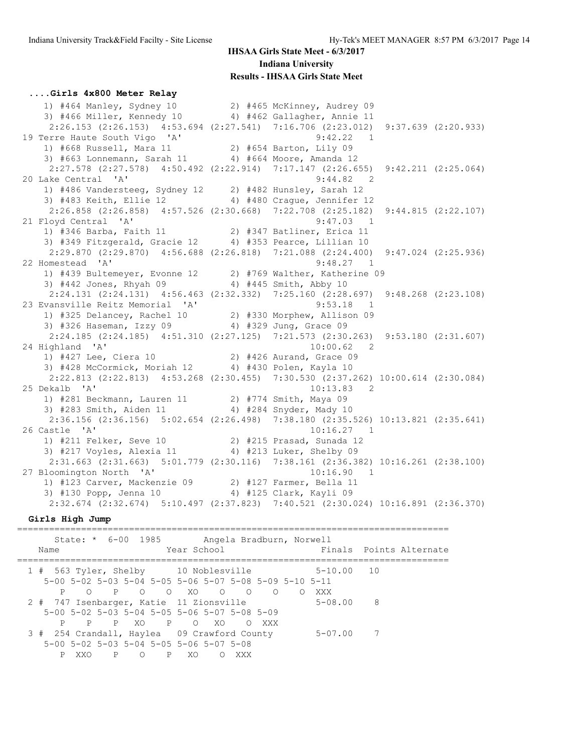**IHSAA Girls State Meet - 6/3/2017**
**Indiana University**
**Results - IHSAA Girls State Meet**

### ....Girls 4x800 Meter Relay

```
    1) #464 Manley, Sydney 10          2) #465 McKinney, Audrey 09
    3) #466 Miller, Kennedy 10         4) #462 Gallagher, Annie 11
     2:26.153 (2:26.153)  4:53.694 (2:27.541)  7:16.706 (2:23.012)  9:37.639 (2:20.933)
 19 Terre Haute South Vigo  'A'                         9:42.22   1
    1) #668 Russell, Mara 11           2) #654 Barton, Lily 09
    3) #663 Lonnemann, Sarah 11        4) #664 Moore, Amanda 12
     2:27.578 (2:27.578)  4:50.492 (2:22.914)  7:17.147 (2:26.655)  9:42.211 (2:25.064)
 20 Lake Central  'A'                                   9:44.82   2
    1) #486 Vandersteeg, Sydney 12     2) #482 Hunsley, Sarah 12
    3) #483 Keith, Ellie 12            4) #480 Crague, Jennifer 12
     2:26.858 (2:26.858)  4:57.526 (2:30.668)  7:22.708 (2:25.182)  9:44.815 (2:22.107)
 21 Floyd Central  'A'                                  9:47.03   1
    1) #346 Barba, Faith 11            2) #347 Batliner, Erica 11
    3) #349 Fitzgerald, Gracie 12      4) #353 Pearce, Lillian 10
     2:29.870 (2:29.870)  4:56.688 (2:26.818)  7:21.088 (2:24.400)  9:47.024 (2:25.936)
 22 Homestead  'A'                                      9:48.27   1
    1) #439 Bultemeyer, Evonne 12      2) #769 Walther, Katherine 09
    3) #442 Jones, Rhyah 09            4) #445 Smith, Abby 10
     2:24.131 (2:24.131)  4:56.463 (2:32.332)  7:25.160 (2:28.697)  9:48.268 (2:23.108)
 23 Evansville Reitz Memorial  'A'                      9:53.18   1
    1) #325 Delancey, Rachel 10        2) #330 Morphew, Allison 09
    3) #326 Haseman, Izzy 09           4) #329 Jung, Grace 09
     2:24.185 (2:24.185)  4:51.310 (2:27.125)  7:21.573 (2:30.263)  9:53.180 (2:31.607)
 24 Highland  'A'                                      10:00.62   2
    1) #427 Lee, Ciera 10              2) #426 Aurand, Grace 09
    3) #428 McCormick, Moriah 12       4) #430 Polen, Kayla 10
     2:22.813 (2:22.813)  4:53.268 (2:30.455)  7:30.530 (2:37.262) 10:00.614 (2:30.084)
 25 Dekalb  'A'                                        10:13.83   2
    1) #281 Beckmann, Lauren 11        2) #774 Smith, Maya 09
    3) #283 Smith, Aiden 11            4) #284 Snyder, Mady 10
     2:36.156 (2:36.156)  5:02.654 (2:26.498)  7:38.180 (2:35.526) 10:13.821 (2:35.641)
 26 Castle  'A'                                        10:16.27   1
    1) #211 Felker, Seve 10            2) #215 Prasad, Sunada 12
    3) #217 Voyles, Alexia 11          4) #213 Luker, Shelby 09
     2:31.663 (2:31.663)  5:01.779 (2:30.116)  7:38.161 (2:36.382) 10:16.261 (2:38.100)
 27 Bloomington North  'A'                             10:16.90   1
    1) #123 Carver, Mackenzie 09       2) #127 Farmer, Bella 11
    3) #130 Popp, Jenna 10             4) #125 Clark, Kayli 09
     2:32.674 (2:32.674)  5:10.497 (2:37.823)  7:40.521 (2:30.024) 10:16.891 (2:36.370)
```

### Girls High Jump

```
==================================================================================
      State: * 6-00  1985        Angela Bradburn, Norwell
    Name                    Year School                 Finals  Points Alternate
==================================================================================
  1 #  563 Tyler, Shelby      10 Noblesville            5-10.00   10
     5-00 5-02 5-03 5-04 5-05 5-06 5-07 5-08 5-09 5-10 5-11
        P    O    P    O    O   XO    O    O    O    O  XXX
  2 #  747 Isenbarger, Katie  11 Zionsville             5-08.00    8
     5-00 5-02 5-03 5-04 5-05 5-06 5-07 5-08 5-09
        P    P    P   XO    P    O   XO    O  XXX
  3 #  254 Crandall, Haylea   09 Crawford County        5-07.00    7
     5-00 5-02 5-03 5-04 5-05 5-06 5-07 5-08
        P  XXO    P    O    P   XO    O  XXX
```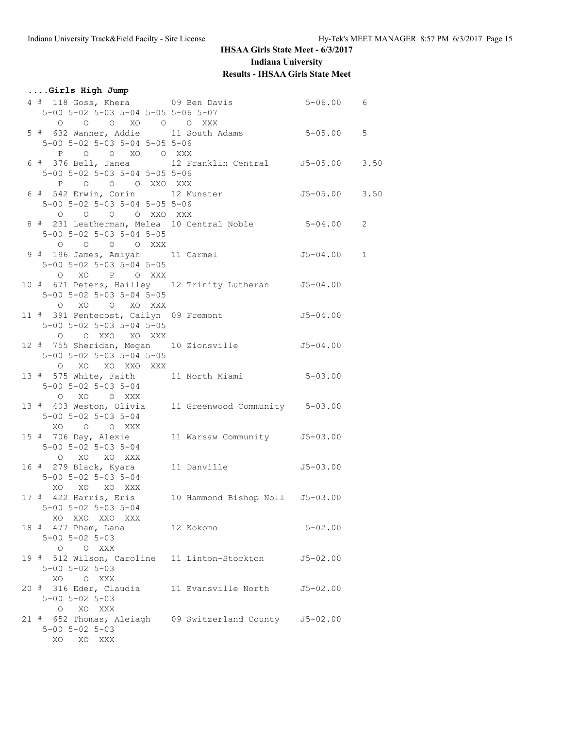## IHSAA Girls State Meet - 6/3/2017

## Indiana University

## Results - IHSAA Girls State Meet

### ....Girls High Jump

```
 4 # 118 Goss, Khera         09 Ben Davis              5-06.00    6
    5-00 5-02 5-03 5-04 5-05 5-06 5-07
       O    O    O   XO    O    O  XXX
 5 # 632 Wanner, Addie       11 South Adams            5-05.00    5
    5-00 5-02 5-03 5-04 5-05 5-06
       P    O    O   XO    O  XXX
 6 # 376 Bell, Janea         12 Franklin Central      J5-05.00    3.50
    5-00 5-02 5-03 5-04 5-05 5-06
       P    O    O    O  XXO  XXX
 6 # 542 Erwin, Corin        12 Munster               J5-05.00    3.50
    5-00 5-02 5-03 5-04 5-05 5-06
       O    O    O    O  XXO  XXX
 8 # 231 Leatherman, Melea  10 Central Noble           5-04.00    2
    5-00 5-02 5-03 5-04 5-05
       O    O    O    O  XXX
 9 # 196 James, Amiyah       11 Carmel                J5-04.00    1
    5-00 5-02 5-03 5-04 5-05
       O   XO    P    O  XXX
10 # 671 Peters, Hailley     12 Trinity Lutheran      J5-04.00
    5-00 5-02 5-03 5-04 5-05
       O   XO    O   XO  XXX
11 # 391 Pentecost, Cailyn  09 Fremont                J5-04.00
    5-00 5-02 5-03 5-04 5-05
       O    O  XXO   XO  XXX
12 # 755 Sheridan, Megan     10 Zionsville            J5-04.00
    5-00 5-02 5-03 5-04 5-05
       O   XO   XO  XXO  XXX
13 # 575 White, Faith        11 North Miami            5-03.00
    5-00 5-02 5-03 5-04
       O   XO    O  XXX
13 # 403 Weston, Olivia      11 Greenwood Community    5-03.00
    5-00 5-02 5-03 5-04
      XO    O    O  XXX
15 # 706 Day, Alexie         11 Warsaw Community      J5-03.00
    5-00 5-02 5-03 5-04
       O   XO   XO  XXX
16 # 279 Black, Kyara        11 Danville              J5-03.00
    5-00 5-02 5-03 5-04
      XO   XO   XO  XXX
17 # 422 Harris, Eris        10 Hammond Bishop Noll   J5-03.00
    5-00 5-02 5-03 5-04
      XO  XXO  XXO  XXX
18 # 477 Pham, Lana          12 Kokomo                 5-02.00
    5-00 5-02 5-03
       O    O  XXX
19 # 512 Wilson, Caroline    11 Linton-Stockton       J5-02.00
    5-00 5-02 5-03
      XO    O  XXX
20 # 316 Eder, Claudia       11 Evansville North      J5-02.00
    5-00 5-02 5-03
       O   XO  XXX
21 # 652 Thomas, Aleiagh     09 Switzerland County    J5-02.00
    5-00 5-02 5-03
      XO   XO  XXX
```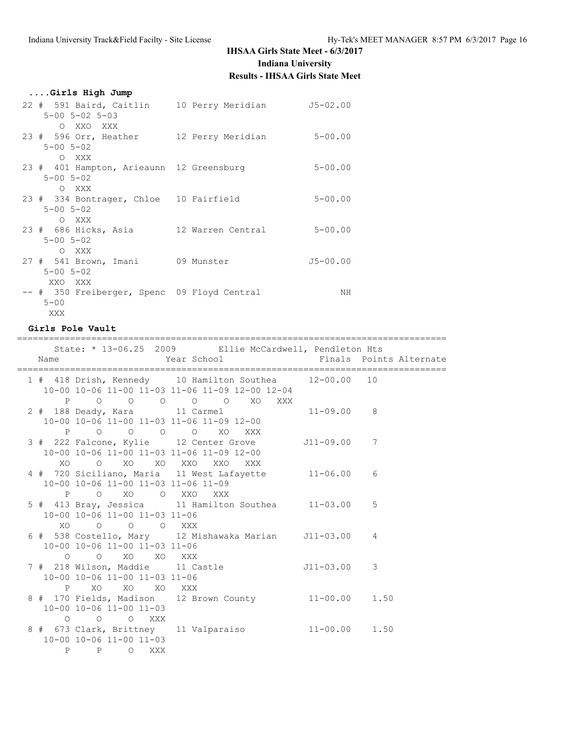## IHSAA Girls State Meet - 6/3/2017
## Indiana University
## Results - IHSAA Girls State Meet

### ....Girls High Jump

```
 22 #  591 Baird, Caitlin     10 Perry Meridian        J5-02.00
     5-00 5-02 5-03
        O  XXO  XXX
 23 #  596 Orr, Heather       12 Perry Meridian         5-00.00
     5-00 5-02
        O  XXX
 23 #  401 Hampton, Arieaunn  12 Greensburg             5-00.00
     5-00 5-02
        O  XXX
 23 #  334 Bontrager, Chloe   10 Fairfield              5-00.00
     5-00 5-02
        O  XXX
 23 #  686 Hicks, Asia        12 Warren Central         5-00.00
     5-00 5-02
        O  XXX
 27 #  541 Brown, Imani       09 Munster               J5-00.00
     5-00 5-02
      XXO  XXX
 -- #  350 Freiberger, Spenc  09 Floyd Central               NH
     5-00
      XXX
```

### Girls Pole Vault

```
================================================================================
      State: * 13-06.25  2009        Ellie McCardwell, Pendleton Hts
    Name                    Year School              Finals  Points Alternate
================================================================================
  1 #  418 Drish, Kennedy     10 Hamilton Southea      12-00.00   10
     10-00 10-06 11-00 11-03 11-06 11-09 12-00 12-04
         P     O     O     O     O     O    XO   XXX
  2 #  188 Deady, Kara        11 Carmel                11-09.00    8
     10-00 10-06 11-00 11-03 11-06 11-09 12-00
         P     O     O     O     O    XO   XXX
  3 #  222 Falcone, Kylie     12 Center Grove         J11-09.00    7
     10-00 10-06 11-00 11-03 11-06 11-09 12-00
        XO     O    XO    XO   XXO   XXO   XXX
  4 #  720 Siciliano, Maria   11 West Lafayette        11-06.00    6
     10-00 10-06 11-00 11-03 11-06 11-09
         P     O    XO     O   XXO   XXX
  5 #  413 Bray, Jessica      11 Hamilton Southea      11-03.00    5
     10-00 10-06 11-00 11-03 11-06
        XO     O     O     O   XXX
  6 #  538 Costello, Mary     12 Mishawaka Marian     J11-03.00    4
     10-00 10-06 11-00 11-03 11-06
         O     O    XO    XO   XXX
  7 #  218 Wilson, Maddie     11 Castle               J11-03.00    3
     10-00 10-06 11-00 11-03 11-06
         P    XO    XO    XO   XXX
  8 #  170 Fields, Madison    12 Brown County          11-00.00    1.50
     10-00 10-06 11-00 11-03
         O     O     O   XXX
  8 #  673 Clark, Brittney    11 Valparaiso            11-00.00    1.50
     10-00 10-06 11-00 11-03
         P     P     O   XXX
```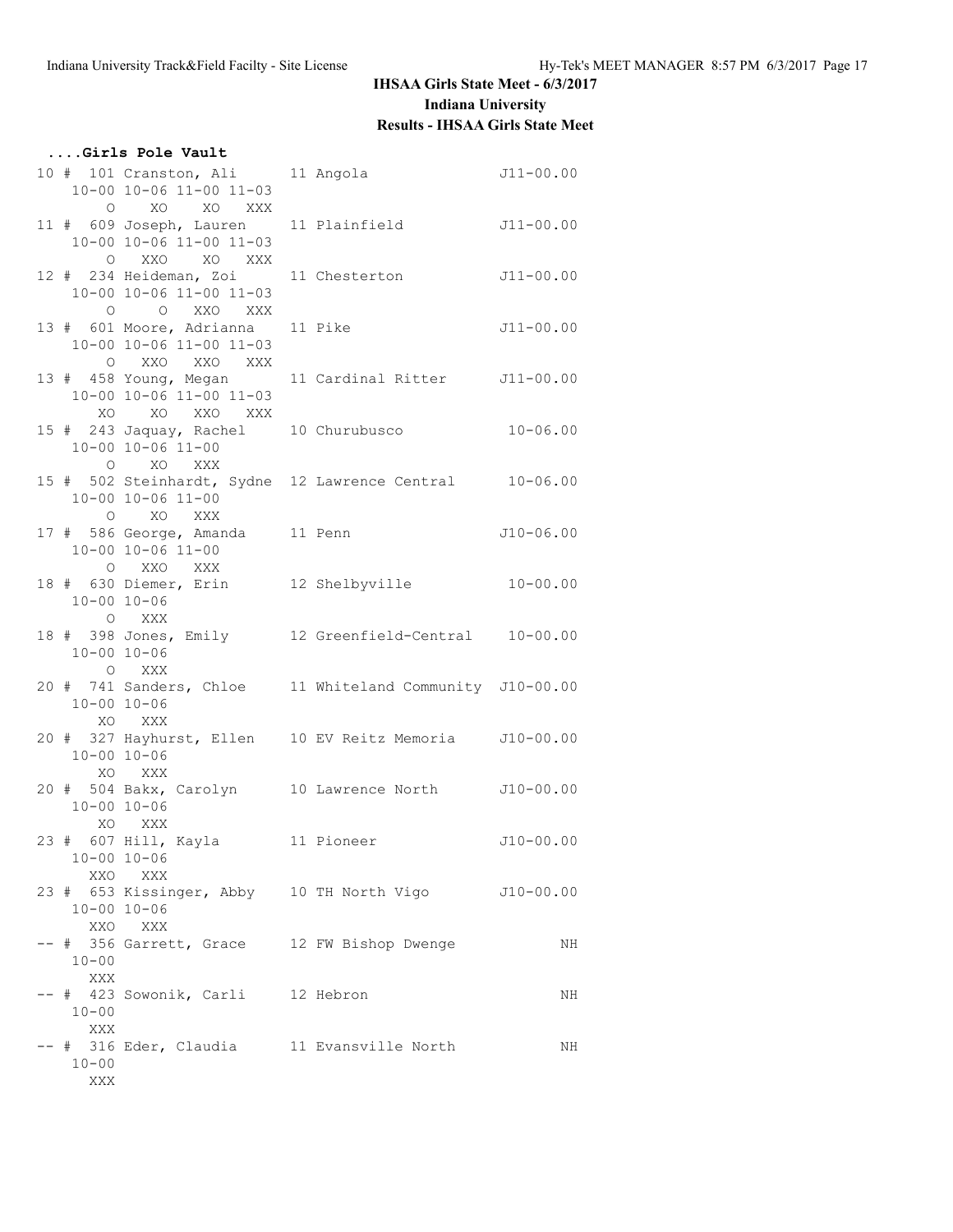**IHSAA Girls State Meet - 6/3/2017**
**Indiana University**
**Results - IHSAA Girls State Meet**

### ....Girls Pole Vault

```
 10 #  101 Cranston, Ali      11 Angola                J11-00.00
     10-00 10-06 11-00 11-03
         O    XO    XO   XXX
 11 #  609 Joseph, Lauren     11 Plainfield            J11-00.00
     10-00 10-06 11-00 11-03
         O   XXO    XO   XXX
 12 #  234 Heideman, Zoi      11 Chesterton            J11-00.00
     10-00 10-06 11-00 11-03
         O     O   XXO   XXX
 13 #  601 Moore, Adrianna    11 Pike                  J11-00.00
     10-00 10-06 11-00 11-03
         O   XXO   XXO   XXX
 13 #  458 Young, Megan       11 Cardinal Ritter       J11-00.00
     10-00 10-06 11-00 11-03
        XO    XO   XXO   XXX
 15 #  243 Jaquay, Rachel     10 Churubusco             10-06.00
     10-00 10-06 11-00
         O    XO   XXX
 15 #  502 Steinhardt, Sydne  12 Lawrence Central       10-06.00
     10-00 10-06 11-00
         O    XO   XXX
 17 #  586 George, Amanda     11 Penn                  J10-06.00
     10-00 10-06 11-00
         O   XXO   XXX
 18 #  630 Diemer, Erin       12 Shelbyville            10-00.00
     10-00 10-06
         O   XXX
 18 #  398 Jones, Emily       12 Greenfield-Central     10-00.00
     10-00 10-06
         O   XXX
 20 #  741 Sanders, Chloe     11 Whiteland Community  J10-00.00
     10-00 10-06
        XO   XXX
 20 #  327 Hayhurst, Ellen    10 EV Reitz Memoria      J10-00.00
     10-00 10-06
        XO   XXX
 20 #  504 Bakx, Carolyn      10 Lawrence North        J10-00.00
     10-00 10-06
        XO   XXX
 23 #  607 Hill, Kayla        11 Pioneer               J10-00.00
     10-00 10-06
       XXO   XXX
 23 #  653 Kissinger, Abby    10 TH North Vigo         J10-00.00
     10-00 10-06
       XXO   XXX
 -- #  356 Garrett, Grace     12 FW Bishop Dwenge             NH
     10-00
       XXX
 -- #  423 Sowonik, Carli     12 Hebron                       NH
     10-00
       XXX
 -- #  316 Eder, Claudia      11 Evansville North             NH
     10-00
       XXX
```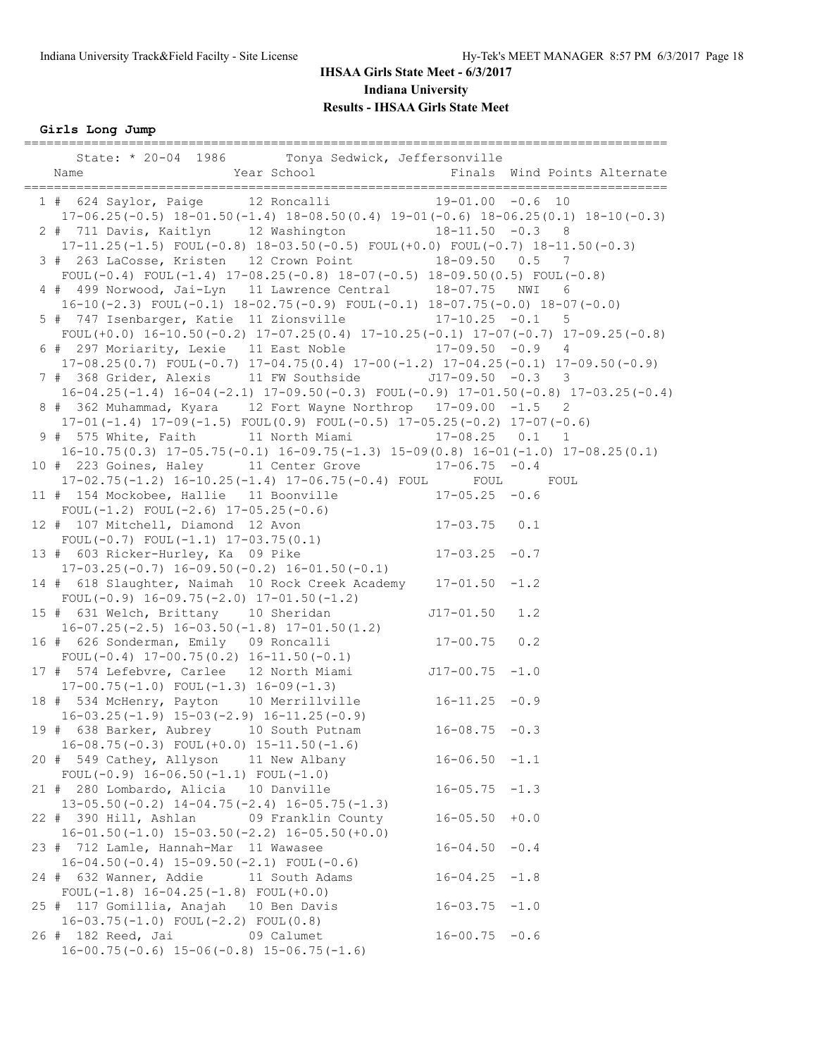# IHSAA Girls State Meet - 6/3/2017

## Indiana University

## Results - IHSAA Girls State Meet

### Girls Long Jump

```
===================================================================================
    State: * 20-04  1986        Tonya Sedwick, Jeffersonville
  Name                    Year School                 Finals  Wind Points Alternate
===================================================================================
  1 #  624 Saylor, Paige      12 Roncalli              19-01.00  -0.6  10
    17-06.25(-0.5) 18-01.50(-1.4) 18-08.50(0.4) 19-01(-0.6) 18-06.25(0.1) 18-10(-0.3)
  2 #  711 Davis, Kaitlyn     12 Washington            18-11.50  -0.3   8
    17-11.25(-1.5) FOUL(-0.8) 18-03.50(-0.5) FOUL(+0.0) FOUL(-0.7) 18-11.50(-0.3)
  3 #  263 LaCosse, Kristen   12 Crown Point           18-09.50   0.5   7
    FOUL(-0.4) FOUL(-1.4) 17-08.25(-0.8) 18-07(-0.5) 18-09.50(0.5) FOUL(-0.8)
  4 #  499 Norwood, Jai-Lyn   11 Lawrence Central      18-07.75   NWI   6
    16-10(-2.3) FOUL(-0.1) 18-02.75(-0.9) FOUL(-0.1) 18-07.75(-0.0) 18-07(-0.0)
  5 #  747 Isenbarger, Katie  11 Zionsville            17-10.25  -0.1   5
    FOUL(+0.0) 16-10.50(-0.2) 17-07.25(0.4) 17-10.25(-0.1) 17-07(-0.7) 17-09.25(-0.8)
  6 #  297 Moriarity, Lexie   11 East Noble            17-09.50  -0.9   4
    17-08.25(0.7) FOUL(-0.7) 17-04.75(0.4) 17-00(-1.2) 17-04.25(-0.1) 17-09.50(-0.9)
  7 #  368 Grider, Alexis     11 FW Southside         J17-09.50  -0.3   3
    16-04.25(-1.4) 16-04(-2.1) 17-09.50(-0.3) FOUL(-0.9) 17-01.50(-0.8) 17-03.25(-0.4)
  8 #  362 Muhammad, Kyara    12 Fort Wayne Northrop   17-09.00  -1.5   2
    17-01(-1.4) 17-09(-1.5) FOUL(0.9) FOUL(-0.5) 17-05.25(-0.2) 17-07(-0.6)
  9 #  575 White, Faith       11 North Miami           17-08.25   0.1   1
    16-10.75(0.3) 17-05.75(-0.1) 16-09.75(-1.3) 15-09(0.8) 16-01(-1.0) 17-08.25(0.1)
 10 #  223 Goines, Haley      11 Center Grove          17-06.75  -0.4
    17-02.75(-1.2) 16-10.25(-1.4) 17-06.75(-0.4) FOUL      FOUL      FOUL
 11 #  154 Mockobee, Hallie   11 Boonville             17-05.25  -0.6
    FOUL(-1.2) FOUL(-2.6) 17-05.25(-0.6)
 12 #  107 Mitchell, Diamond  12 Avon                  17-03.75   0.1
    FOUL(-0.7) FOUL(-1.1) 17-03.75(0.1)
 13 #  603 Ricker-Hurley, Ka  09 Pike                  17-03.25  -0.7
    17-03.25(-0.7) 16-09.50(-0.2) 16-01.50(-0.1)
 14 #  618 Slaughter, Naimah  10 Rock Creek Academy    17-01.50  -1.2
    FOUL(-0.9) 16-09.75(-2.0) 17-01.50(-1.2)
 15 #  631 Welch, Brittany    10 Sheridan             J17-01.50   1.2
    16-07.25(-2.5) 16-03.50(-1.8) 17-01.50(1.2)
 16 #  626 Sonderman, Emily   09 Roncalli              17-00.75   0.2
    FOUL(-0.4) 17-00.75(0.2) 16-11.50(-0.1)
 17 #  574 Lefebvre, Carlee   12 North Miami          J17-00.75  -1.0
    17-00.75(-1.0) FOUL(-1.3) 16-09(-1.3)
 18 #  534 McHenry, Payton    10 Merrillville          16-11.25  -0.9
    16-03.25(-1.9) 15-03(-2.9) 16-11.25(-0.9)
 19 #  638 Barker, Aubrey     10 South Putnam          16-08.75  -0.3
    16-08.75(-0.3) FOUL(+0.0) 15-11.50(-1.6)
 20 #  549 Cathey, Allyson    11 New Albany            16-06.50  -1.1
    FOUL(-0.9) 16-06.50(-1.1) FOUL(-1.0)
 21 #  280 Lombardo, Alicia   10 Danville              16-05.75  -1.3
    13-05.50(-0.2) 14-04.75(-2.4) 16-05.75(-1.3)
 22 #  390 Hill, Ashlan       09 Franklin County       16-05.50  +0.0
    16-01.50(-1.0) 15-03.50(-2.2) 16-05.50(+0.0)
 23 #  712 Lamle, Hannah-Mar  11 Wawasee               16-04.50  -0.4
    16-04.50(-0.4) 15-09.50(-2.1) FOUL(-0.6)
 24 #  632 Wanner, Addie      11 South Adams           16-04.25  -1.8
    FOUL(-1.8) 16-04.25(-1.8) FOUL(+0.0)
 25 #  117 Gomillia, Anajah   10 Ben Davis             16-03.75  -1.0
    16-03.75(-1.0) FOUL(-2.2) FOUL(0.8)
 26 #  182 Reed, Jai          09 Calumet               16-00.75  -0.6
    16-00.75(-0.6) 15-06(-0.8) 15-06.75(-1.6)
```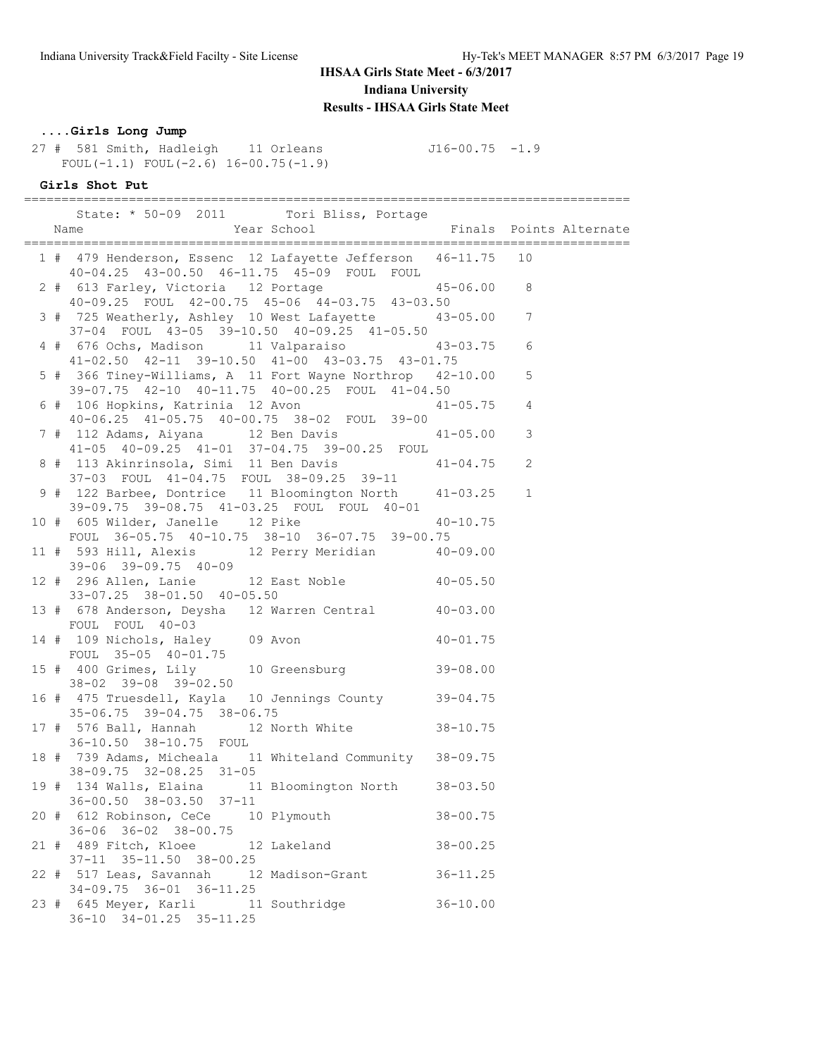# IHSAA Girls State Meet - 6/3/2017

## Indiana University

### Results - IHSAA Girls State Meet

**....Girls Long Jump**

```
 27 #  581 Smith, Hadleigh    11 Orleans                J16-00.75  -1.9
    FOUL(-1.1) FOUL(-2.6) 16-00.75(-1.9)
```

**Girls Shot Put**

```
=================================================================================
      State: * 50-09  2011        Tori Bliss, Portage
    Name                    Year School                 Finals  Points Alternate
=================================================================================
  1 #  479 Henderson, Essenc  12 Lafayette Jefferson   46-11.75   10
     40-04.25  43-00.50  46-11.75  45-09  FOUL  FOUL
  2 #  613 Farley, Victoria   12 Portage               45-06.00    8
     40-09.25  FOUL  42-00.75  45-06  44-03.75  43-03.50
  3 #  725 Weatherly, Ashley  10 West Lafayette        43-05.00    7
     37-04  FOUL  43-05  39-10.50  40-09.25  41-05.50
  4 #  676 Ochs, Madison      11 Valparaiso            43-03.75    6
     41-02.50  42-11  39-10.50  41-00  43-03.75  43-01.75
  5 #  366 Tiney-Williams, A  11 Fort Wayne Northrop   42-10.00    5
     39-07.75  42-10  40-11.75  40-00.25  FOUL  41-04.50
  6 #  106 Hopkins, Katrinia  12 Avon                  41-05.75    4
     40-06.25  41-05.75  40-00.75  38-02  FOUL  39-00
  7 #  112 Adams, Aiyana      12 Ben Davis             41-05.00    3
     41-05  40-09.25  41-01  37-04.75  39-00.25  FOUL
  8 #  113 Akinrinsola, Simi  11 Ben Davis             41-04.75    2
     37-03  FOUL  41-04.75  FOUL  38-09.25  39-11
  9 #  122 Barbee, Dontrice   11 Bloomington North     41-03.25    1
     39-09.75  39-08.75  41-03.25  FOUL  FOUL  40-01
 10 #  605 Wilder, Janelle    12 Pike                  40-10.75
     FOUL  36-05.75  40-10.75  38-10  36-07.75  39-00.75
 11 #  593 Hill, Alexis       12 Perry Meridian        40-09.00
     39-06  39-09.75  40-09
 12 #  296 Allen, Lanie       12 East Noble            40-05.50
     33-07.25  38-01.50  40-05.50
 13 #  678 Anderson, Deysha   12 Warren Central        40-03.00
     FOUL  FOUL  40-03
 14 #  109 Nichols, Haley     09 Avon                  40-01.75
     FOUL  35-05  40-01.75
 15 #  400 Grimes, Lily       10 Greensburg            39-08.00
     38-02  39-08  39-02.50
 16 #  475 Truesdell, Kayla   10 Jennings County       39-04.75
     35-06.75  39-04.75  38-06.75
 17 #  576 Ball, Hannah       12 North White           38-10.75
     36-10.50  38-10.75  FOUL
 18 #  739 Adams, Micheala    11 Whiteland Community   38-09.75
     38-09.75  32-08.25  31-05
 19 #  134 Walls, Elaina      11 Bloomington North     38-03.50
     36-00.50  38-03.50  37-11
 20 #  612 Robinson, CeCe     10 Plymouth              38-00.75
     36-06  36-02  38-00.75
 21 #  489 Fitch, Kloee       12 Lakeland              38-00.25
     37-11  35-11.50  38-00.25
 22 #  517 Leas, Savannah     12 Madison-Grant         36-11.25
     34-09.75  36-01  36-11.25
 23 #  645 Meyer, Karli       11 Southridge            36-10.00
     36-10  34-01.25  35-11.25
```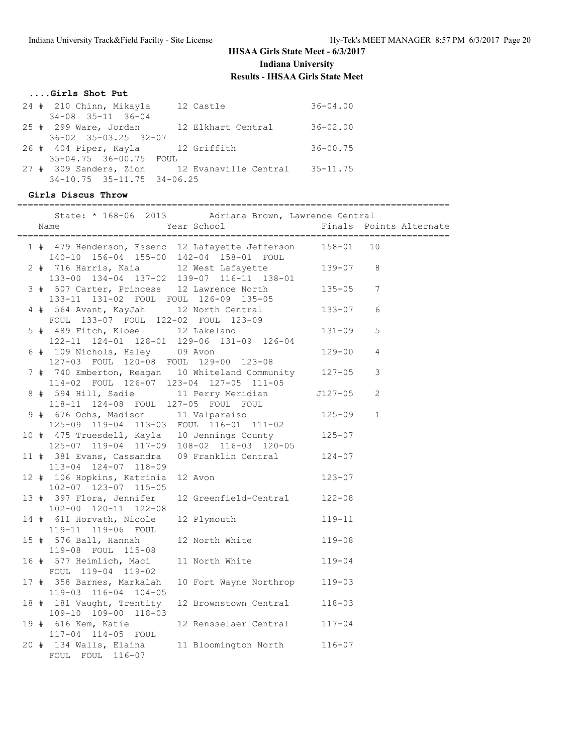## IHSAA Girls State Meet - 6/3/2017
## Indiana University
## Results - IHSAA Girls State Meet

### ....Girls Shot Put

| Place | Name | Year | School | Finals |
|---|---|---|---|---|
| 24 # | 210 Chinn, Mikayla | 12 | Castle | 36-04.00 |
| | 34-08 35-11 36-04 | | | |
| 25 # | 299 Ware, Jordan | 12 | Elkhart Central | 36-02.00 |
| | 36-02 35-03.25 32-07 | | | |
| 26 # | 404 Piper, Kayla | 12 | Griffith | 36-00.75 |
| | 35-04.75 36-00.75 FOUL | | | |
| 27 # | 309 Sanders, Zion | 12 | Evansville Central | 35-11.75 |
| | 34-10.75 35-11.75 34-06.25 | | | |

### Girls Discus Throw

State: * 168-06 2013 Adriana Brown, Lawrence Central

| Place | Name | Year | School | Finals | Points | Alternate |
|---|---|---|---|---|---|---|
| 1 # | 479 Henderson, Essenc | 12 | Lafayette Jefferson | 158-01 | 10 | |
| | 140-10 156-04 155-00 142-04 158-01 FOUL | | | | | |
| 2 # | 716 Harris, Kaia | 12 | West Lafayette | 139-07 | 8 | |
| | 133-00 134-04 137-02 139-07 116-11 138-01 | | | | | |
| 3 # | 507 Carter, Princess | 12 | Lawrence North | 135-05 | 7 | |
| | 133-11 131-02 FOUL FOUL 126-09 135-05 | | | | | |
| 4 # | 564 Avant, KayJah | 12 | North Central | 133-07 | 6 | |
| | FOUL 133-07 FOUL 122-02 FOUL 123-09 | | | | | |
| 5 # | 489 Fitch, Kloee | 12 | Lakeland | 131-09 | 5 | |
| | 122-11 124-01 128-01 129-06 131-09 126-04 | | | | | |
| 6 # | 109 Nichols, Haley | 09 | Avon | 129-00 | 4 | |
| | 127-03 FOUL 120-08 FOUL 129-00 123-08 | | | | | |
| 7 # | 740 Emberton, Reagan | 10 | Whiteland Community | 127-05 | 3 | |
| | 114-02 FOUL 126-07 123-04 127-05 111-05 | | | | | |
| 8 # | 594 Hill, Sadie | 11 | Perry Meridian | J127-05 | 2 | |
| | 118-11 124-08 FOUL 127-05 FOUL FOUL | | | | | |
| 9 # | 676 Ochs, Madison | 11 | Valparaiso | 125-09 | 1 | |
| | 125-09 119-04 113-03 FOUL 116-01 111-02 | | | | | |
| 10 # | 475 Truesdell, Kayla | 10 | Jennings County | 125-07 | | |
| | 125-07 119-04 117-09 108-02 116-03 120-05 | | | | | |
| 11 # | 381 Evans, Cassandra | 09 | Franklin Central | 124-07 | | |
| | 113-04 124-07 118-09 | | | | | |
| 12 # | 106 Hopkins, Katrinia | 12 | Avon | 123-07 | | |
| | 102-07 123-07 115-05 | | | | | |
| 13 # | 397 Flora, Jennifer | 12 | Greenfield-Central | 122-08 | | |
| | 102-00 120-11 122-08 | | | | | |
| 14 # | 611 Horvath, Nicole | 12 | Plymouth | 119-11 | | |
| | 119-11 119-06 FOUL | | | | | |
| 15 # | 576 Ball, Hannah | 12 | North White | 119-08 | | |
| | 119-08 FOUL 115-08 | | | | | |
| 16 # | 577 Heimlich, Maci | 11 | North White | 119-04 | | |
| | FOUL 119-04 119-02 | | | | | |
| 17 # | 358 Barnes, Markalah | 10 | Fort Wayne Northrop | 119-03 | | |
| | 119-03 116-04 104-05 | | | | | |
| 18 # | 181 Vaught, Trentity | 12 | Brownstown Central | 118-03 | | |
| | 109-10 109-00 118-03 | | | | | |
| 19 # | 616 Kem, Katie | 12 | Rensselaer Central | 117-04 | | |
| | 117-04 114-05 FOUL | | | | | |
| 20 # | 134 Walls, Elaina | 11 | Bloomington North | 116-07 | | |
| | FOUL FOUL 116-07 | | | | | |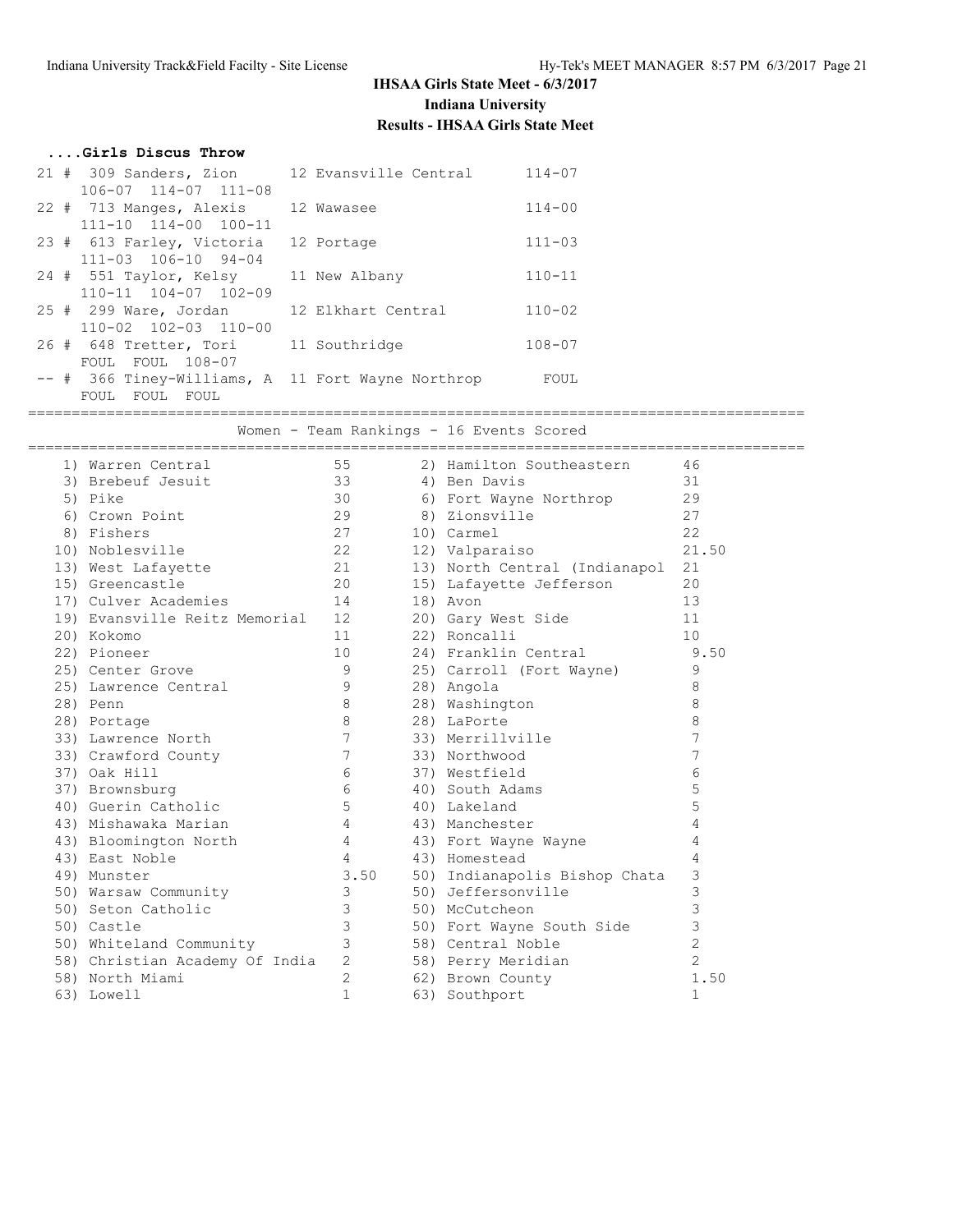# IHSAA Girls State Meet - 6/3/2017

## Indiana University

### Results - IHSAA Girls State Meet

#### ....Girls Discus Throw

```
 21 #  309 Sanders, Zion       12 Evansville Central      114-07 
      106-07  114-07  111-08 
 22 #  713 Manges, Alexis      12 Wawasee                 114-00 
      111-10  114-00  100-11 
 23 #  613 Farley, Victoria    12 Portage                 111-03 
      111-03  106-10  94-04 
 24 #  551 Taylor, Kelsy       11 New Albany              110-11 
      110-11  104-07  102-09 
 25 #  299 Ware, Jordan        12 Elkhart Central         110-02 
      110-02  102-03  110-00 
 26 #  648 Tretter, Tori       11 Southridge              108-07 
      FOUL  FOUL  108-07 
 -- #  366 Tiney-Williams, A  11 Fort Wayne Northrop       FOUL 
      FOUL  FOUL  FOUL 
```

#### Women - Team Rankings - 16 Events Scored

| | | | | | |
|---|---|---|---|---|---|
| 1) | Warren Central | 55 | 2) | Hamilton Southeastern | 46 |
| 3) | Brebeuf Jesuit | 33 | 4) | Ben Davis | 31 |
| 5) | Pike | 30 | 6) | Fort Wayne Northrop | 29 |
| 6) | Crown Point | 29 | 8) | Zionsville | 27 |
| 8) | Fishers | 27 | 10) | Carmel | 22 |
| 10) | Noblesville | 22 | 12) | Valparaiso | 21.50 |
| 13) | West Lafayette | 21 | 13) | North Central (Indianapol | 21 |
| 15) | Greencastle | 20 | 15) | Lafayette Jefferson | 20 |
| 17) | Culver Academies | 14 | 18) | Avon | 13 |
| 19) | Evansville Reitz Memorial | 12 | 20) | Gary West Side | 11 |
| 20) | Kokomo | 11 | 22) | Roncalli | 10 |
| 22) | Pioneer | 10 | 24) | Franklin Central | 9.50 |
| 25) | Center Grove | 9 | 25) | Carroll (Fort Wayne) | 9 |
| 25) | Lawrence Central | 9 | 28) | Angola | 8 |
| 28) | Penn | 8 | 28) | Washington | 8 |
| 28) | Portage | 8 | 28) | LaPorte | 8 |
| 33) | Lawrence North | 7 | 33) | Merrillville | 7 |
| 33) | Crawford County | 7 | 33) | Northwood | 7 |
| 37) | Oak Hill | 6 | 37) | Westfield | 6 |
| 37) | Brownsburg | 6 | 40) | South Adams | 5 |
| 40) | Guerin Catholic | 5 | 40) | Lakeland | 5 |
| 43) | Mishawaka Marian | 4 | 43) | Manchester | 4 |
| 43) | Bloomington North | 4 | 43) | Fort Wayne Wayne | 4 |
| 43) | East Noble | 4 | 43) | Homestead | 4 |
| 49) | Munster | 3.50 | 50) | Indianapolis Bishop Chata | 3 |
| 50) | Warsaw Community | 3 | 50) | Jeffersonville | 3 |
| 50) | Seton Catholic | 3 | 50) | McCutcheon | 3 |
| 50) | Castle | 3 | 50) | Fort Wayne South Side | 3 |
| 50) | Whiteland Community | 3 | 58) | Central Noble | 2 |
| 58) | Christian Academy Of India | 2 | 58) | Perry Meridian | 2 |
| 58) | North Miami | 2 | 62) | Brown County | 1.50 |
| 63) | Lowell | 1 | 63) | Southport | 1 |